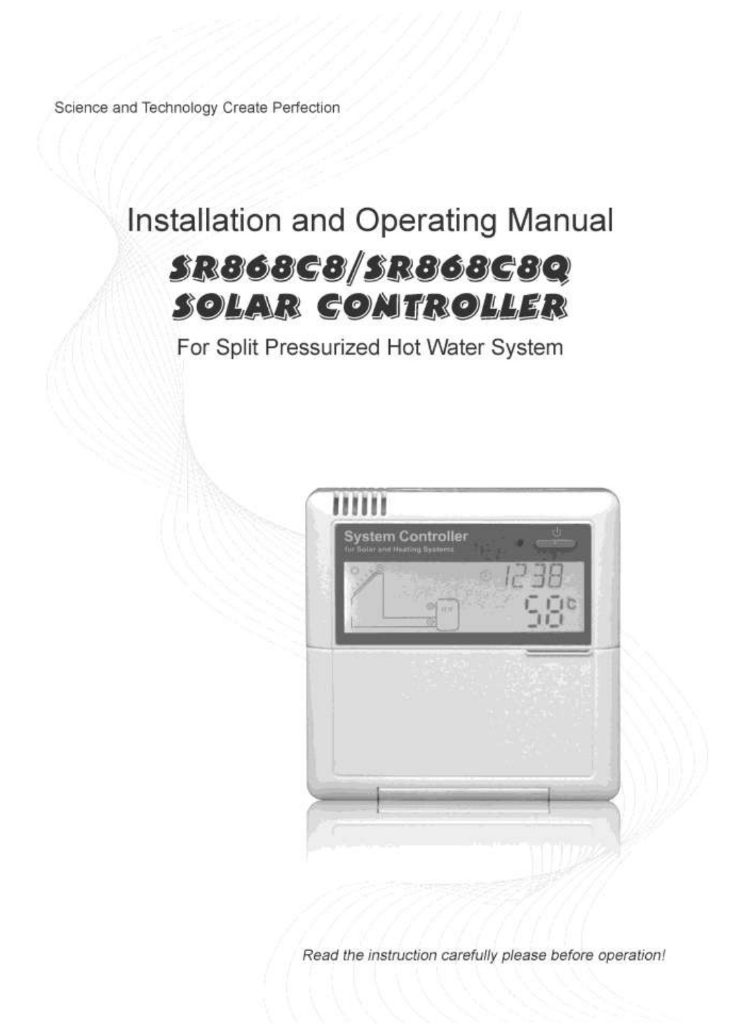Science and Technology Create Perfection

# Installation and Operating Manual

# SR868C8/SR868C8Q SOLAR CONTROLLER

For Split Pressurized Hot Water System

*Read the instruction carefully please before operation!*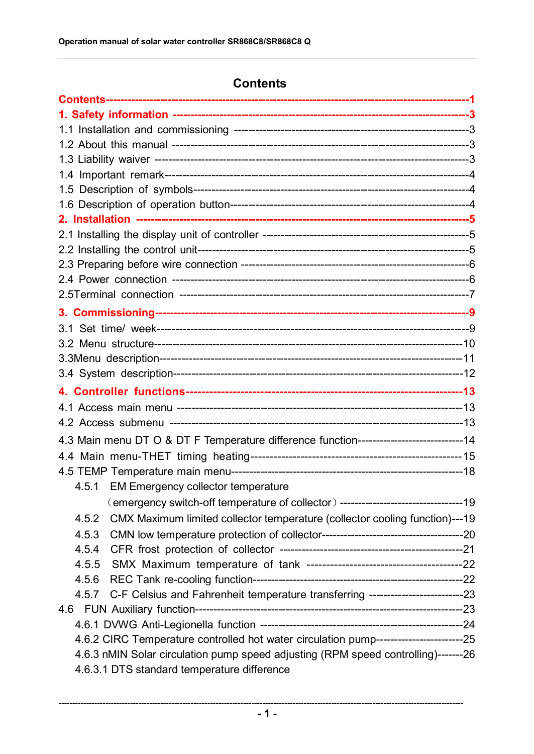# Contents

**Contents------------------------------------------------------------------------------------------1**

**1. Safety information ---------------------------------------------------------------------------3**

1.1 Installation and commissioning ---------------------------------------------------------------3

1.2 About this manual ----------------------------------------------------------------------------3

1.3 Liability waiver ---------------------------------------------------------------------------------3

1.4 Important remark-------------------------------------------------------------------------------4

1.5 Description of symbols------------------------------------------------------------------------4

1.6 Description of operation button-------------------------------------------------------------4

**2. Installation --------------------------------------------------------------------------------------5**

2.1 Installing the display unit of controller ----------------------------------------------------5

2.2 Installing the control unit-----------------------------------------------------------------------5

2.3 Preparing before wire connection -----------------------------------------------------------6

2.4 Power connection -----------------------------------------------------------------------------6

2.5Terminal connection ----------------------------------------------------------------------------7

**3. Commissioning----------------------------------------------------------------------------------9**

3.1 Set time/ week------------------------------------------------------------------------------------9

3.2 Menu structure-----------------------------------------------------------------------------------10

3.3Menu description---------------------------------------------------------------------------------11

3.4 System description------------------------------------------------------------------------------12

**4. Controller functions----------------------------------------------------------------------------13**

4.1 Access main menu -----------------------------------------------------------------------------13

4.2 Access submenu --------------------------------------------------------------------------------13

4.3 Main menu DT O & DT F Temperature difference function-----------------------------14

4.4 Main menu-THET timing heating--------------------------------------------------------------15

4.5 TEMP Temperature main menu-----------------------------------------------------------------18

- 4.5.1 EM Emergency collector temperature
  (emergency switch-off temperature of collector) ---------------------------------19
- 4.5.2 CMX Maximum limited collector temperature (collector cooling function)---19
- 4.5.3 CMN low temperature protection of collector--------------------------------------20
- 4.5.4 CFR frost protection of collector -------------------------------------------------21
- 4.5.5 SMX Maximum temperature of tank ---------------------------------------------22
- 4.5.6 REC Tank re-cooling function---------------------------------------------------------22
- 4.5.7 C-F Celsius and Fahrenheit temperature transferring -------------------------23

4.6 FUN Auxiliary function----------------------------------------------------------------------------23

- 4.6.1 DVWG Anti-Legionella function ----------------------------------------------------24
- 4.6.2 CIRC Temperature controlled hot water circulation pump-----------------------25
- 4.6.3 nMIN Solar circulation pump speed adjusting (RPM speed controlling)-------26
- 4.6.3.1 DTS standard temperature difference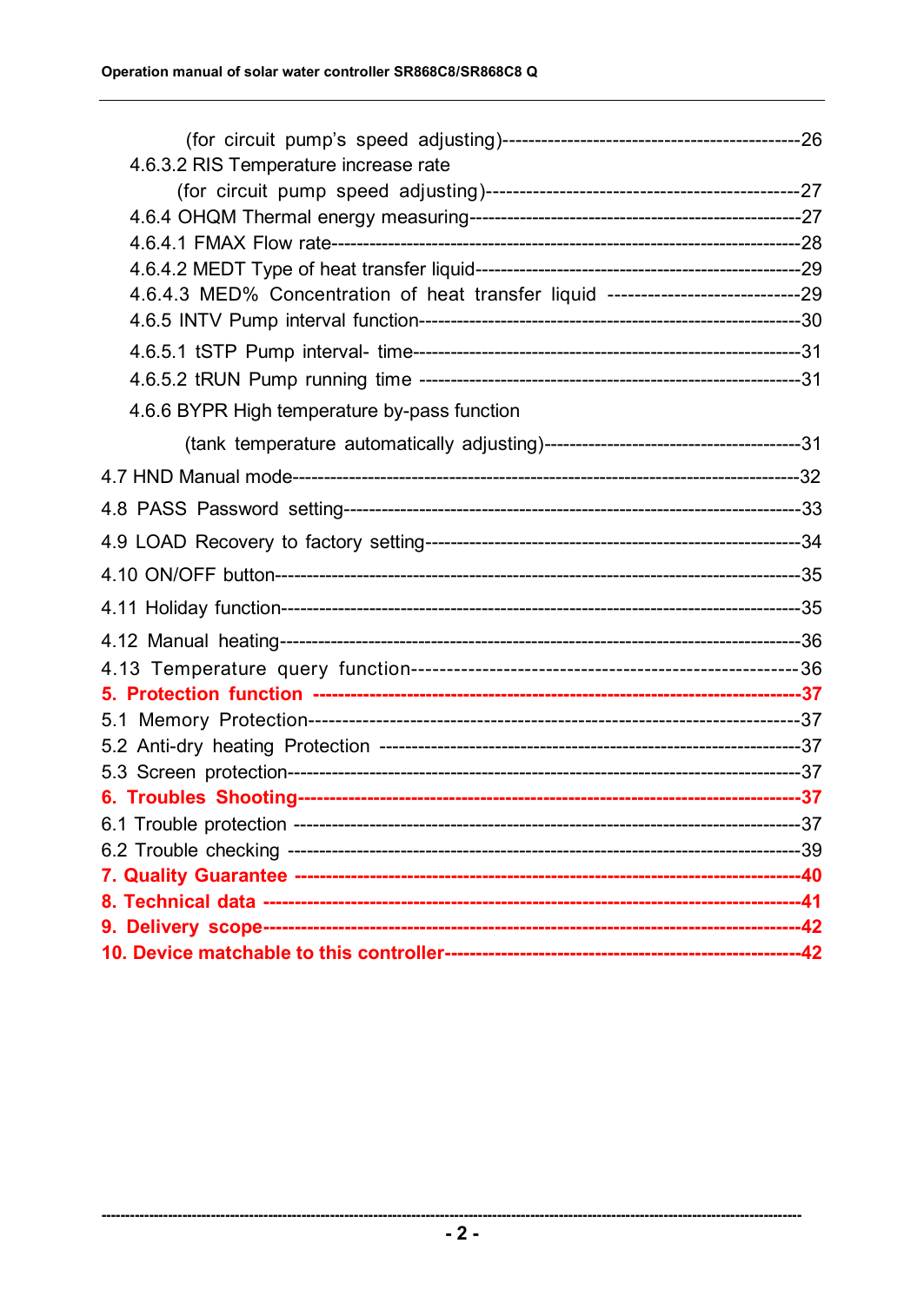(for circuit pump's speed adjusting)----------------------------------------------26

4.6.3.2 RIS Temperature increase rate

(for circuit pump speed adjusting)----------------------------------------------27

4.6.4 OHQM Thermal energy measuring---------------------------------------------------27

4.6.4.1 FMAX Flow rate-----------------------------------------------------------------------28

4.6.4.2 MEDT Type of heat transfer liquid---------------------------------------------------29

4.6.4.3 MED% Concentration of heat transfer liquid ----------------------------29

4.6.5 INTV Pump interval function------------------------------------------------------------30

4.6.5.1 tSTP Pump interval- time-----------------------------------------------------------31

4.6.5.2 tRUN Pump running time ------------------------------------------------------------31

4.6.6 BYPR High temperature by-pass function

(tank temperature automatically adjusting)----------------------------------------31

4.7 HND Manual mode----------------------------------------------------------------------------32

4.8 PASS Password setting-------------------------------------------------------------------33

4.9 LOAD Recovery to factory setting-------------------------------------------------------34

4.10 ON/OFF button--------------------------------------------------------------------------------35

4.11 Holiday function------------------------------------------------------------------------------35

4.12 Manual heating-------------------------------------------------------------------------------36

4.13 Temperature query function------------------------------------------------------36

**5. Protection function ---------------------------------------------------------------------------37**

5.1 Memory Protection----------------------------------------------------------------------------37

5.2 Anti-dry heating Protection -------------------------------------------------------------37

5.3 Screen protection------------------------------------------------------------------------------37

**6. Troubles Shooting-----------------------------------------------------------------------------37**

6.1 Trouble protection ----------------------------------------------------------------------------37

6.2 Trouble checking -----------------------------------------------------------------------------39

**7. Quality Guarantee -------------------------------------------------------------------------------40**

**8. Technical data ------------------------------------------------------------------------------------41**

**9. Delivery scope-------------------------------------------------------------------------------------42**

**10. Device matchable to this controller-----------------------------------------------------42**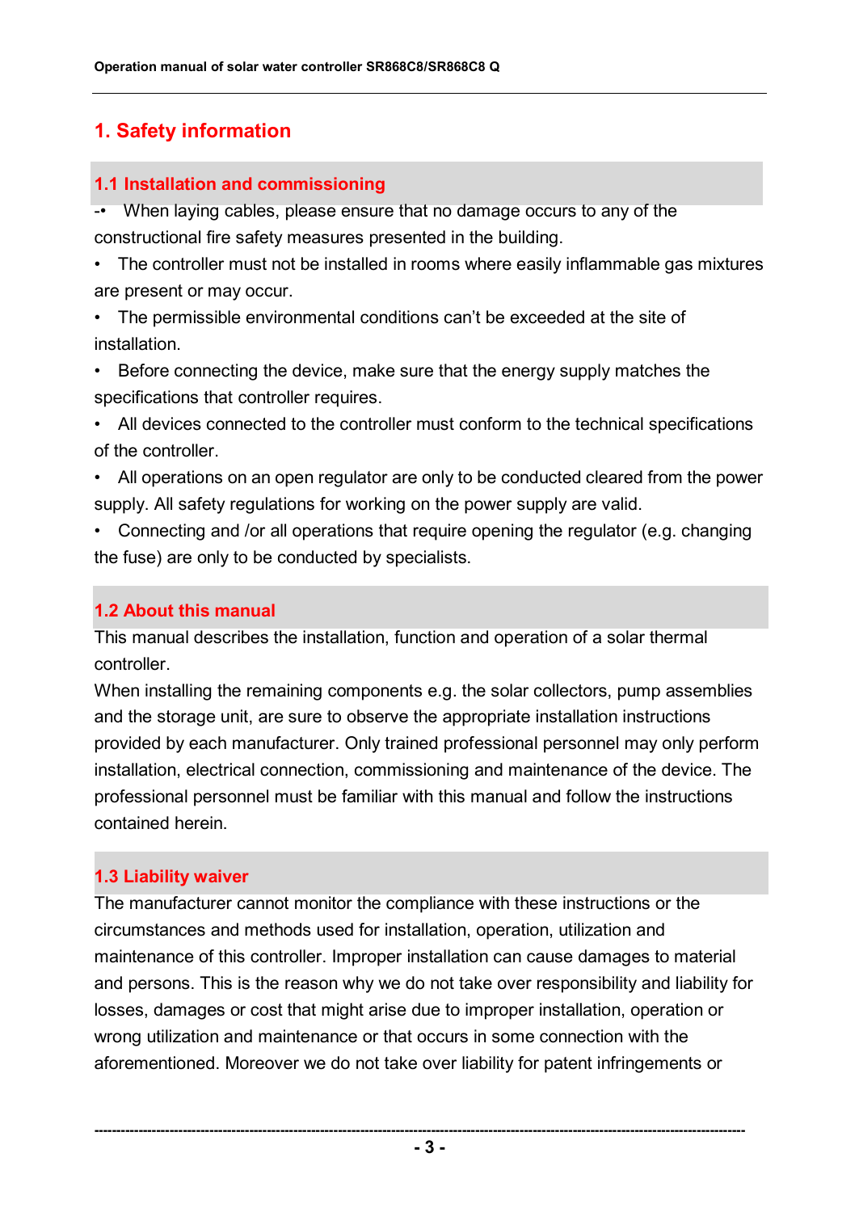# 1. Safety information

## 1.1 Installation and commissioning

- When laying cables, please ensure that no damage occurs to any of the constructional fire safety measures presented in the building.
- The controller must not be installed in rooms where easily inflammable gas mixtures are present or may occur.
- The permissible environmental conditions can't be exceeded at the site of installation.
- Before connecting the device, make sure that the energy supply matches the specifications that controller requires.
- All devices connected to the controller must conform to the technical specifications of the controller.
- All operations on an open regulator are only to be conducted cleared from the power supply. All safety regulations for working on the power supply are valid.
- Connecting and /or all operations that require opening the regulator (e.g. changing the fuse) are only to be conducted by specialists.

## 1.2 About this manual

This manual describes the installation, function and operation of a solar thermal controller.

When installing the remaining components e.g. the solar collectors, pump assemblies and the storage unit, are sure to observe the appropriate installation instructions provided by each manufacturer. Only trained professional personnel may only perform installation, electrical connection, commissioning and maintenance of the device. The professional personnel must be familiar with this manual and follow the instructions contained herein.

## 1.3 Liability waiver

The manufacturer cannot monitor the compliance with these instructions or the circumstances and methods used for installation, operation, utilization and maintenance of this controller. Improper installation can cause damages to material and persons. This is the reason why we do not take over responsibility and liability for losses, damages or cost that might arise due to improper installation, operation or wrong utilization and maintenance or that occurs in some connection with the aforementioned. Moreover we do not take over liability for patent infringements or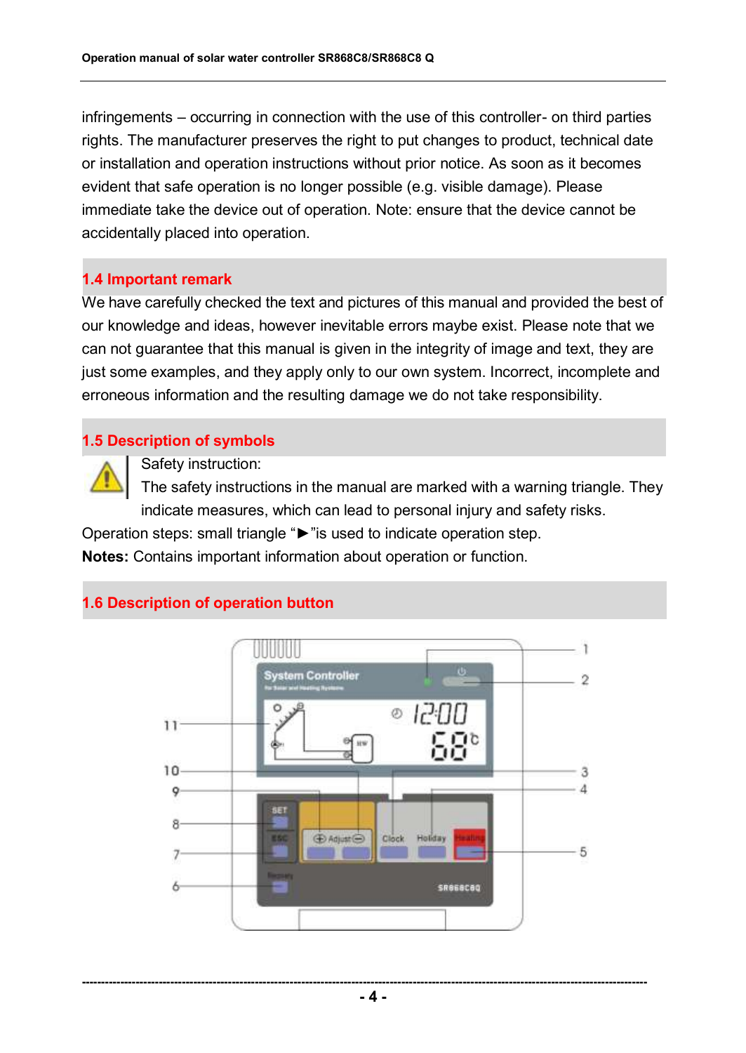infringements – occurring in connection with the use of this controller- on third parties rights. The manufacturer preserves the right to put changes to product, technical date or installation and operation instructions without prior notice. As soon as it becomes evident that safe operation is no longer possible (e.g. visible damage). Please immediate take the device out of operation. Note: ensure that the device cannot be accidentally placed into operation.

## 1.4 Important remark

We have carefully checked the text and pictures of this manual and provided the best of our knowledge and ideas, however inevitable errors maybe exist. Please note that we can not guarantee that this manual is given in the integrity of image and text, they are just some examples, and they apply only to our own system. Incorrect, incomplete and erroneous information and the resulting damage we do not take responsibility.

## 1.5 Description of symbols

Safety instruction:
The safety instructions in the manual are marked with a warning triangle. They indicate measures, which can lead to personal injury and safety risks.

Operation steps: small triangle "►"is used to indicate operation step.

**Notes:** Contains important information about operation or function.

## 1.6 Description of operation button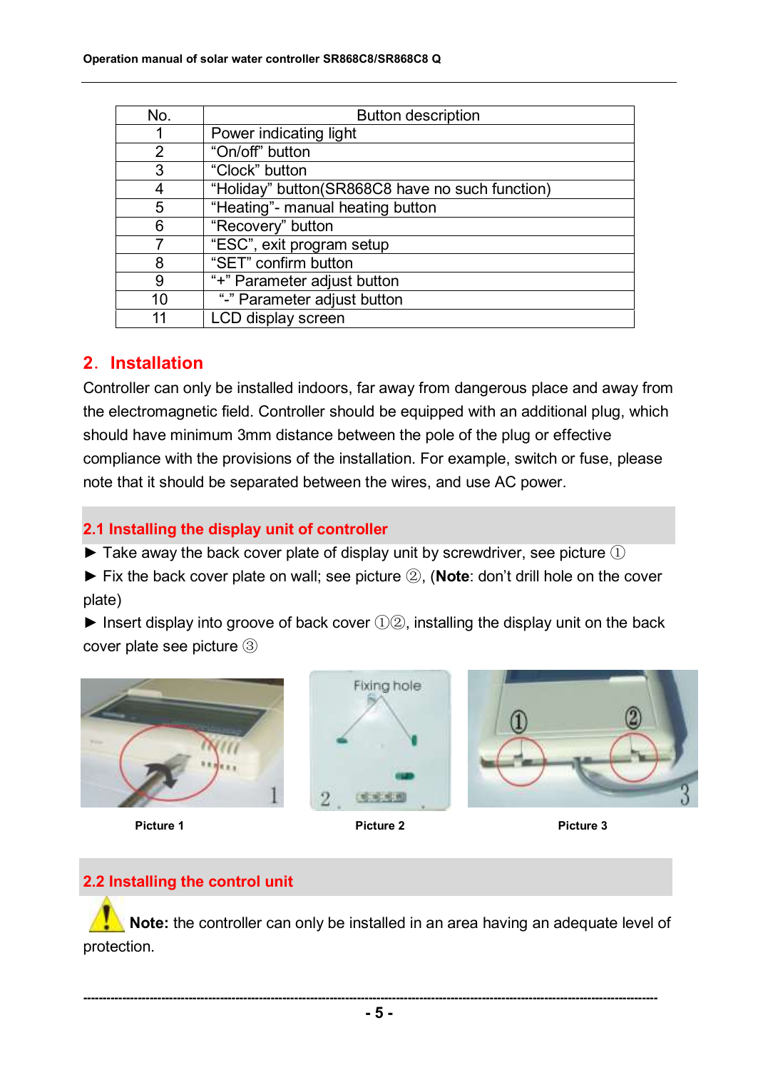| No. | Button description |
| --- | --- |
| 1 | Power indicating light |
| 2 | “On/off” button |
| 3 | “Clock” button |
| 4 | “Holiday” button(SR868C8 have no such function) |
| 5 | “Heating”- manual heating button |
| 6 | “Recovery” button |
| 7 | “ESC”, exit program setup |
| 8 | “SET” confirm button |
| 9 | “+” Parameter adjust button |
| 10 | “-” Parameter adjust button |
| 11 | LCD display screen |

## 2. Installation

Controller can only be installed indoors, far away from dangerous place and away from the electromagnetic field. Controller should be equipped with an additional plug, which should have minimum 3mm distance between the pole of the plug or effective compliance with the provisions of the installation. For example, switch or fuse, please note that it should be separated between the wires, and use AC power.

### 2.1 Installing the display unit of controller

► Take away the back cover plate of display unit by screwdriver, see picture ①

► Fix the back cover plate on wall; see picture ②, (**Note**: don't drill hole on the cover plate)

► Insert display into groove of back cover ①②, installing the display unit on the back cover plate see picture ③

Picture 1

Picture 2

Picture 3

### 2.2 Installing the control unit

**Note:** the controller can only be installed in an area having an adequate level of protection.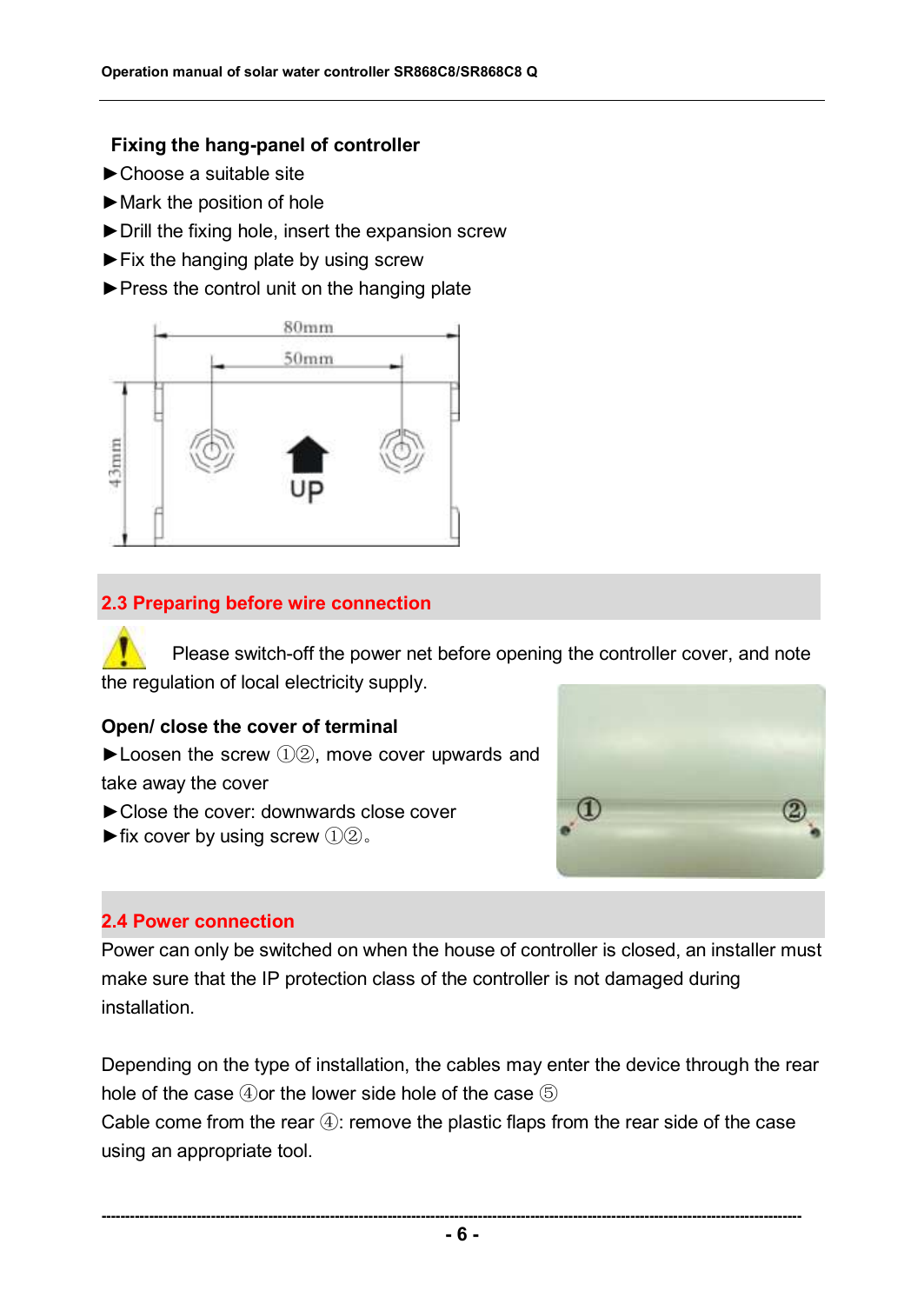**Fixing the hang-panel of controller**

►Choose a suitable site

►Mark the position of hole

►Drill the fixing hole, insert the expansion screw

►Fix the hanging plate by using screw

►Press the control unit on the hanging plate

## 2.3 Preparing before wire connection

Please switch-off the power net before opening the controller cover, and note the regulation of local electricity supply.

**Open/ close the cover of terminal**

►Loosen the screw ①②, move cover upwards and take away the cover

►Close the cover: downwards close cover

►fix cover by using screw ①②。

## 2.4 Power connection

Power can only be switched on when the house of controller is closed, an installer must make sure that the IP protection class of the controller is not damaged during installation.

Depending on the type of installation, the cables may enter the device through the rear hole of the case ④or the lower side hole of the case ⑤

Cable come from the rear ④: remove the plastic flaps from the rear side of the case using an appropriate tool.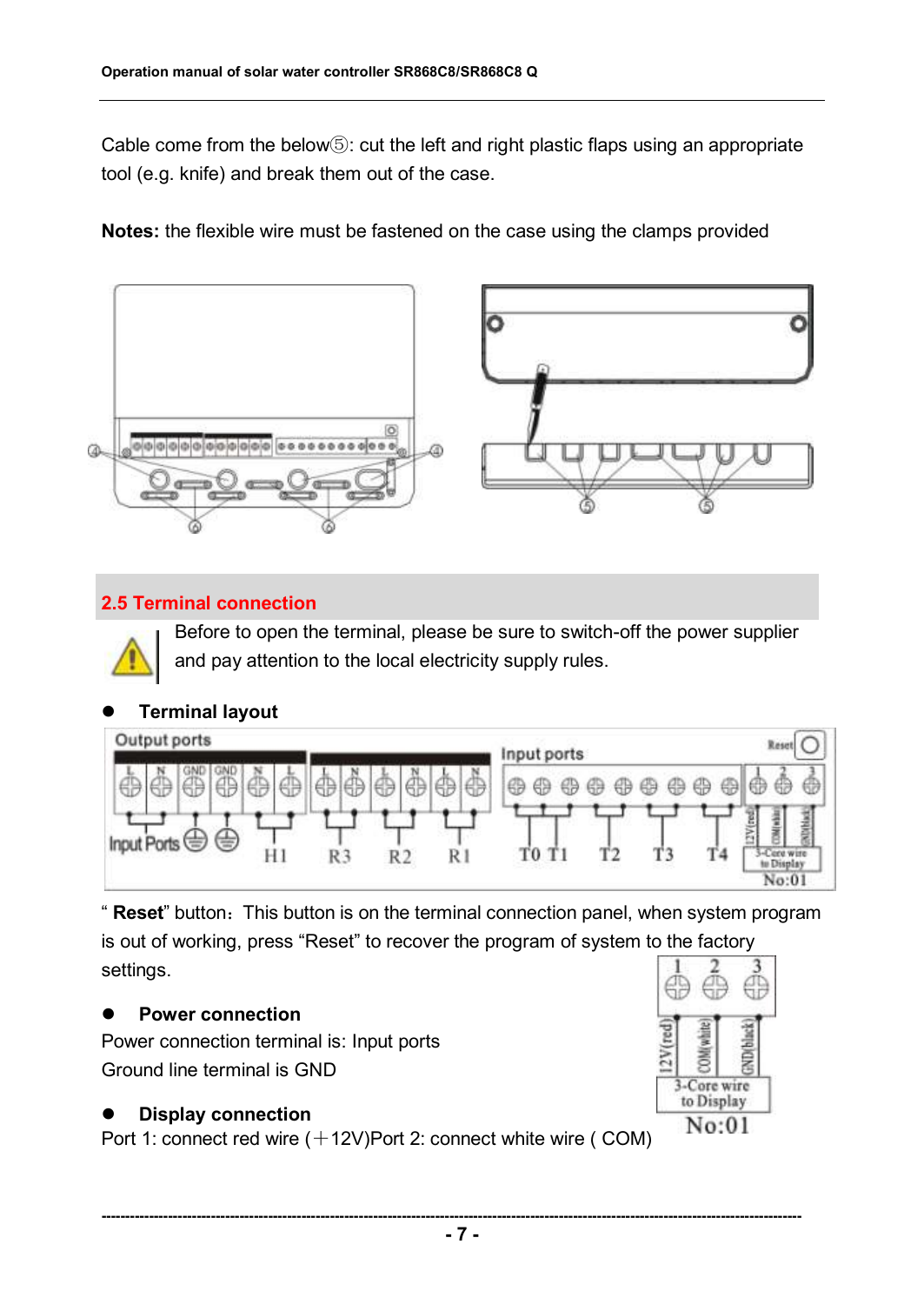Cable come from the below⑤: cut the left and right plastic flaps using an appropriate tool (e.g. knife) and break them out of the case.

**Notes:** the flexible wire must be fastened on the case using the clamps provided

## 2.5 Terminal connection

Before to open the terminal, please be sure to switch-off the power supplier and pay attention to the local electricity supply rules.

- **Terminal layout**

"**Reset**" button：This button is on the terminal connection panel, when system program is out of working, press "Reset" to recover the program of system to the factory settings.

- **Power connection**

Power connection terminal is: Input ports

Ground line terminal is GND

- **Display connection**

Port 1: connect red wire (＋12V)Port 2: connect white wire ( COM)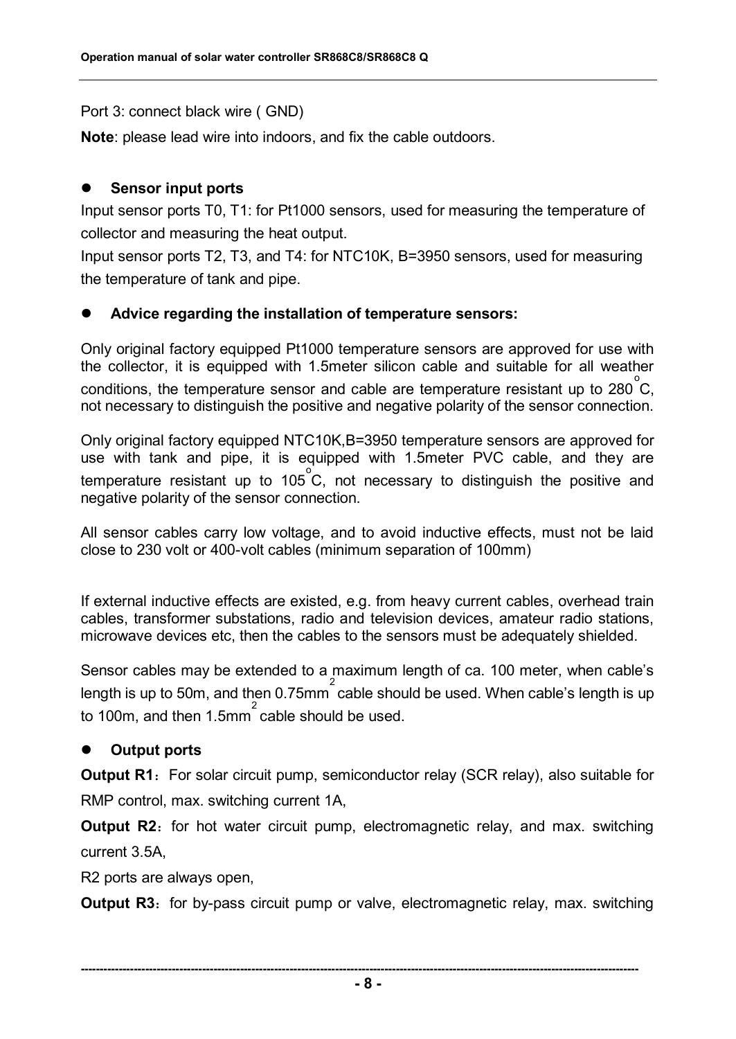Port 3: connect black wire ( GND)

**Note**: please lead wire into indoors, and fix the cable outdoors.

- **Sensor input ports**

Input sensor ports T0, T1: for Pt1000 sensors, used for measuring the temperature of collector and measuring the heat output.

Input sensor ports T2, T3, and T4: for NTC10K, B=3950 sensors, used for measuring the temperature of tank and pipe.

- **Advice regarding the installation of temperature sensors:**

Only original factory equipped Pt1000 temperature sensors are approved for use with the collector, it is equipped with 1.5meter silicon cable and suitable for all weather conditions, the temperature sensor and cable are temperature resistant up to 280 $^{o}$C, not necessary to distinguish the positive and negative polarity of the sensor connection.

Only original factory equipped NTC10K,B=3950 temperature sensors are approved for use with tank and pipe, it is equipped with 1.5meter PVC cable, and they are temperature resistant up to 105 $^{o}$C, not necessary to distinguish the positive and negative polarity of the sensor connection.

All sensor cables carry low voltage, and to avoid inductive effects, must not be laid close to 230 volt or 400-volt cables (minimum separation of 100mm)

If external inductive effects are existed, e.g. from heavy current cables, overhead train cables, transformer substations, radio and television devices, amateur radio stations, microwave devices etc, then the cables to the sensors must be adequately shielded.

Sensor cables may be extended to a maximum length of ca. 100 meter, when cable's length is up to 50m, and then 0.75mm$^2$ cable should be used. When cable's length is up to 100m, and then 1.5mm$^2$ cable should be used.

- **Output ports**

**Output R1**：For solar circuit pump, semiconductor relay (SCR relay), also suitable for RMP control, max. switching current 1A,

**Output R2**：for hot water circuit pump, electromagnetic relay, and max. switching current 3.5A,

R2 ports are always open,

**Output R3**：for by-pass circuit pump or valve, electromagnetic relay, max. switching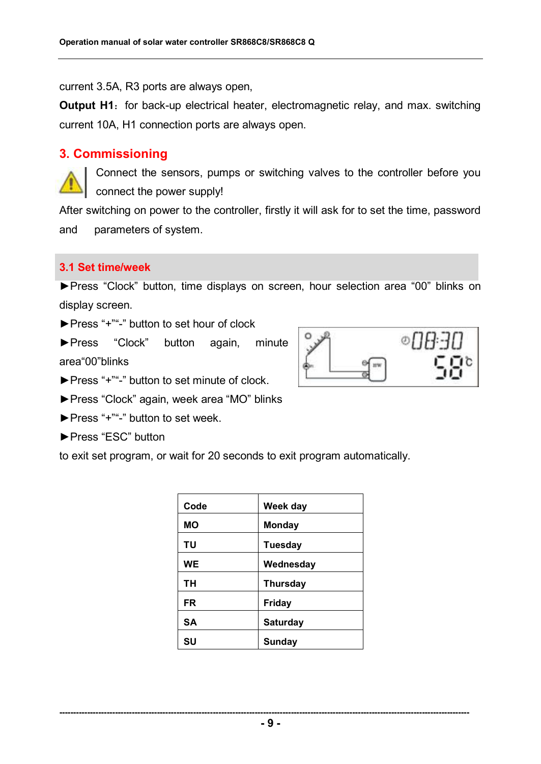current 3.5A, R3 ports are always open,

**Output H1**: for back-up electrical heater, electromagnetic relay, and max. switching current 10A, H1 connection ports are always open.

## 3. Commissioning

Connect the sensors, pumps or switching valves to the controller before you connect the power supply!

After switching on power to the controller, firstly it will ask for to set the time, password and parameters of system.

### 3.1 Set time/week

►Press "Clock" button, time displays on screen, hour selection area "00" blinks on display screen.

►Press "+""-" button to set hour of clock

►Press "Clock" button again, minute area"00"blinks

►Press "+""-" button to set minute of clock.

►Press "Clock" again, week area "MO" blinks

►Press "+""-" button to set week.

►Press "ESC" button

to exit set program, or wait for 20 seconds to exit program automatically.

| Code | Week day |
|---|---|
| MO | Monday |
| TU | Tuesday |
| WE | Wednesday |
| TH | Thursday |
| FR | Friday |
| SA | Saturday |
| SU | Sunday |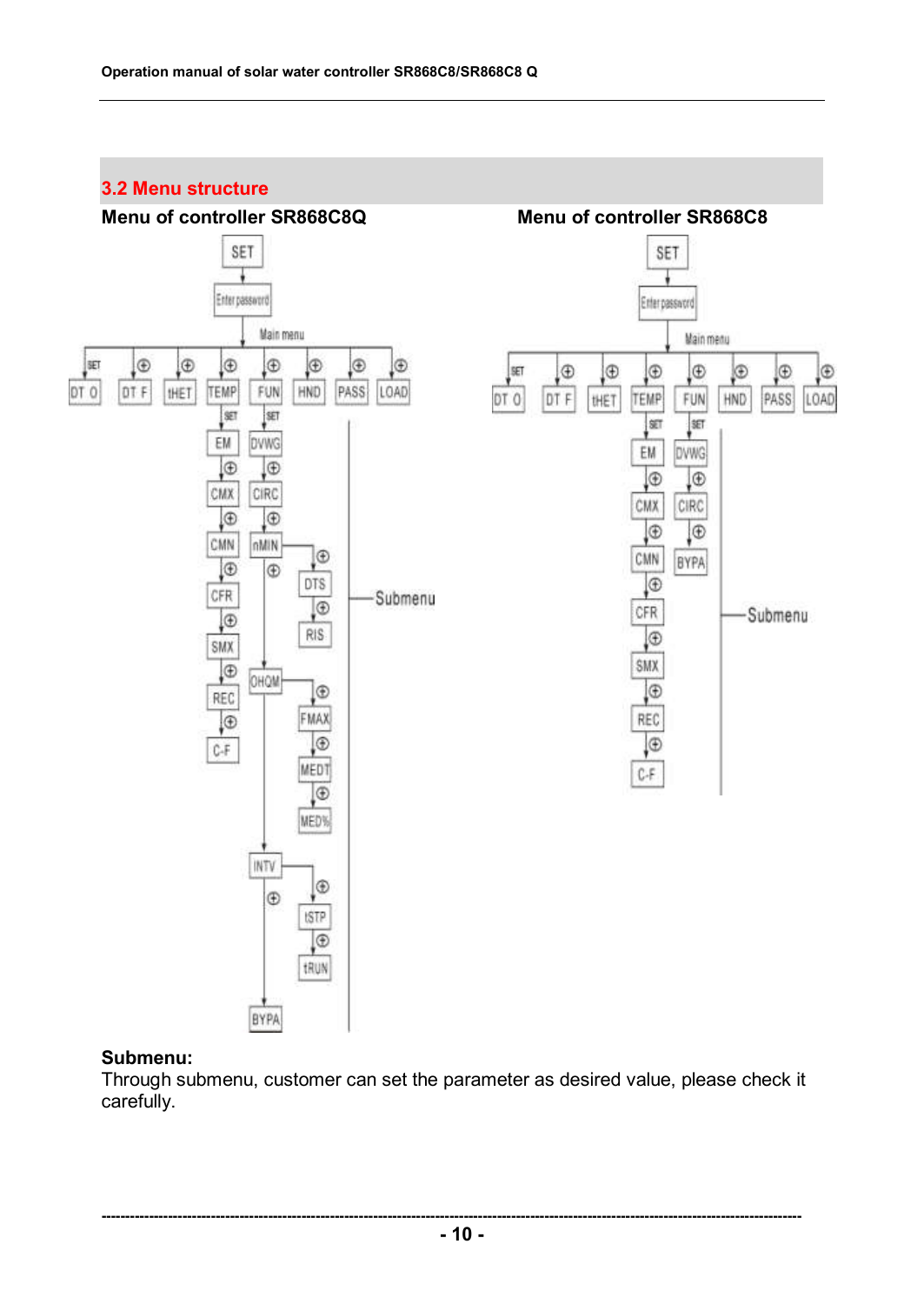## 3.2 Menu structure

**Menu of controller SR868C8Q**

**Menu of controller SR868C8**

**Submenu:**
Through submenu, customer can set the parameter as desired value, please check it carefully.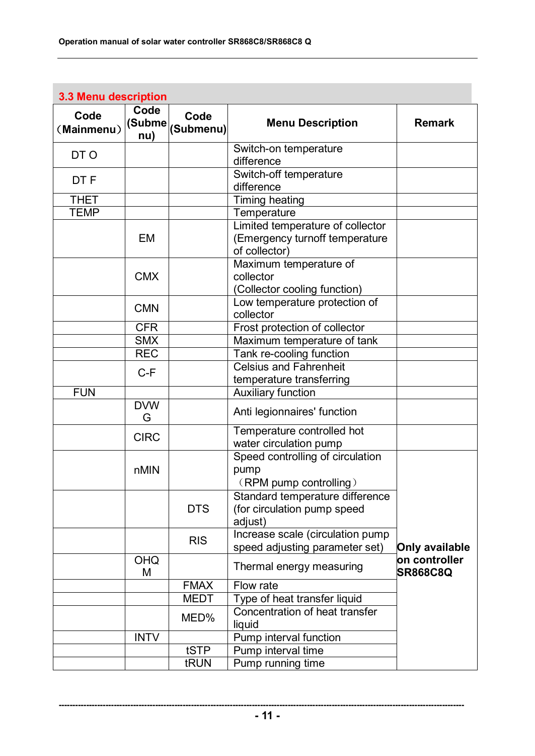## 3.3 Menu description

| Code（Mainmenu） | Code (Submenu) | Code (Submenu) | Menu Description | Remark |
|---|---|---|---|---|
| DT O | | | Switch-on temperature difference | |
| DT F | | | Switch-off temperature difference | |
| THET | | | Timing heating | |
| TEMP | | | Temperature | |
| | EM | | Limited temperature of collector (Emergency turnoff temperature of collector) | |
| | CMX | | Maximum temperature of collector (Collector cooling function) | |
| | CMN | | Low temperature protection of collector | |
| | CFR | | Frost protection of collector | |
| | SMX | | Maximum temperature of tank | |
| | REC | | Tank re-cooling function | |
| | C-F | | Celsius and Fahrenheit temperature transferring | |
| FUN | | | Auxiliary function | |
| | DVWG | | Anti legionnaires' function | |
| | CIRC | | Temperature controlled hot water circulation pump | |
| | nMIN | | Speed controlling of circulation pump（RPM pump controlling） | **Only available on controller SR868C8Q** |
| | | DTS | Standard temperature difference (for circulation pump speed adjust) | |
| | | RIS | Increase scale (circulation pump speed adjusting parameter set) | |
| | OHQM | | Thermal energy measuring | |
| | | FMAX | Flow rate | |
| | | MEDT | Type of heat transfer liquid | |
| | | MED% | Concentration of heat transfer liquid | |
| | INTV | | Pump interval function | |
| | | tSTP | Pump interval time | |
| | | tRUN | Pump running time | |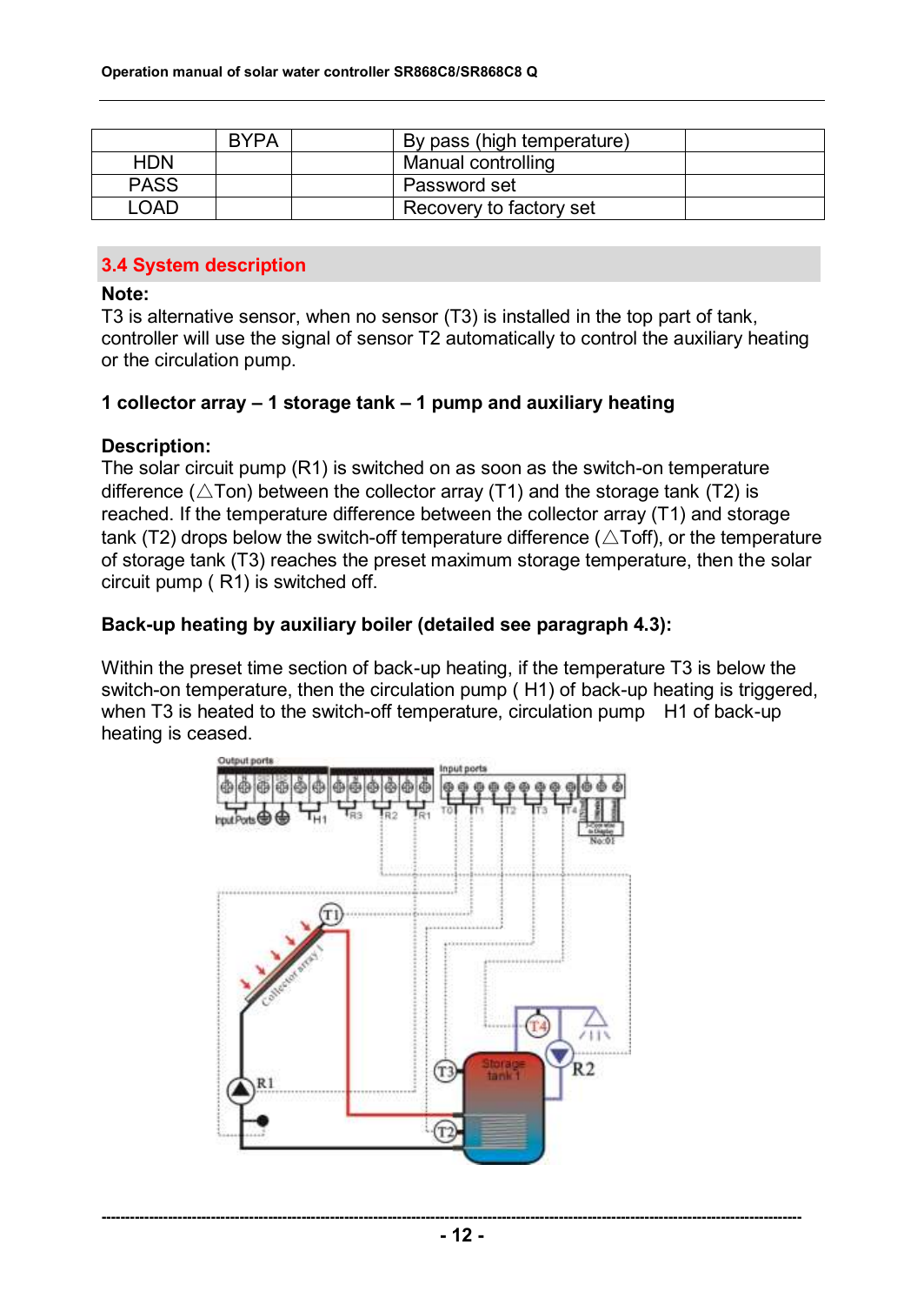|  | BYPA |  | By pass (high temperature) |  |
|---|---|---|---|---|
| HDN |  |  | Manual controlling |  |
| PASS |  |  | Password set |  |
| LOAD |  |  | Recovery to factory set |  |

## 3.4 System description

**Note:**
T3 is alternative sensor, when no sensor (T3) is installed in the top part of tank, controller will use the signal of sensor T2 automatically to control the auxiliary heating or the circulation pump.

**1 collector array – 1 storage tank – 1 pump and auxiliary heating**

**Description:**
The solar circuit pump (R1) is switched on as soon as the switch-on temperature difference (△Ton) between the collector array (T1) and the storage tank (T2) is reached. If the temperature difference between the collector array (T1) and storage tank (T2) drops below the switch-off temperature difference (△Toff), or the temperature of storage tank (T3) reaches the preset maximum storage temperature, then the solar circuit pump ( R1) is switched off.

**Back-up heating by auxiliary boiler (detailed see paragraph 4.3):**

Within the preset time section of back-up heating, if the temperature T3 is below the switch-on temperature, then the circulation pump ( H1) of back-up heating is triggered, when T3 is heated to the switch-off temperature, circulation pump H1 of back-up heating is ceased.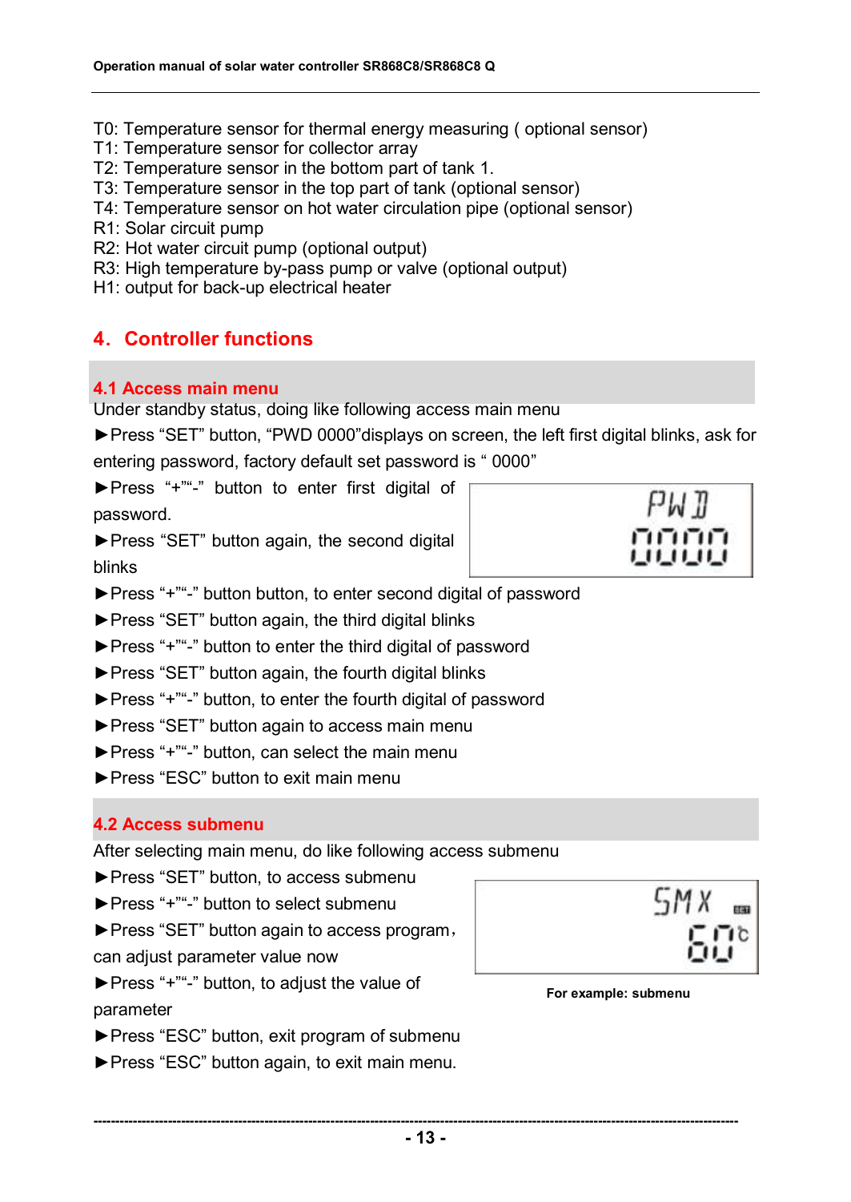T0: Temperature sensor for thermal energy measuring ( optional sensor)
T1: Temperature sensor for collector array
T2: Temperature sensor in the bottom part of tank 1.
T3: Temperature sensor in the top part of tank (optional sensor)
T4: Temperature sensor on hot water circulation pipe (optional sensor)
R1: Solar circuit pump
R2: Hot water circuit pump (optional output)
R3: High temperature by-pass pump or valve (optional output)
H1: output for back-up electrical heater

# 4. Controller functions

## 4.1 Access main menu

Under standby status, doing like following access main menu

►Press “SET” button, “PWD 0000”displays on screen, the left first digital blinks, ask for entering password, factory default set password is “ 0000”

►Press “+”“-” button to enter first digital of password.

►Press “SET” button again, the second digital blinks

►Press “+”“-” button button, to enter second digital of password

►Press “SET” button again, the third digital blinks

►Press “+”“-” button to enter the third digital of password

►Press “SET” button again, the fourth digital blinks

►Press “+”“-” button, to enter the fourth digital of password

►Press “SET” button again to access main menu

►Press “+”“-” button, can select the main menu

►Press “ESC” button to exit main menu

## 4.2 Access submenu

After selecting main menu, do like following access submenu

►Press “SET” button, to access submenu

►Press “+”“-” button to select submenu

►Press “SET” button again to access program，can adjust parameter value now

►Press “+”“-” button, to adjust the value of parameter

►Press “ESC” button, exit program of submenu

►Press “ESC” button again, to exit main menu.

**For example: submenu**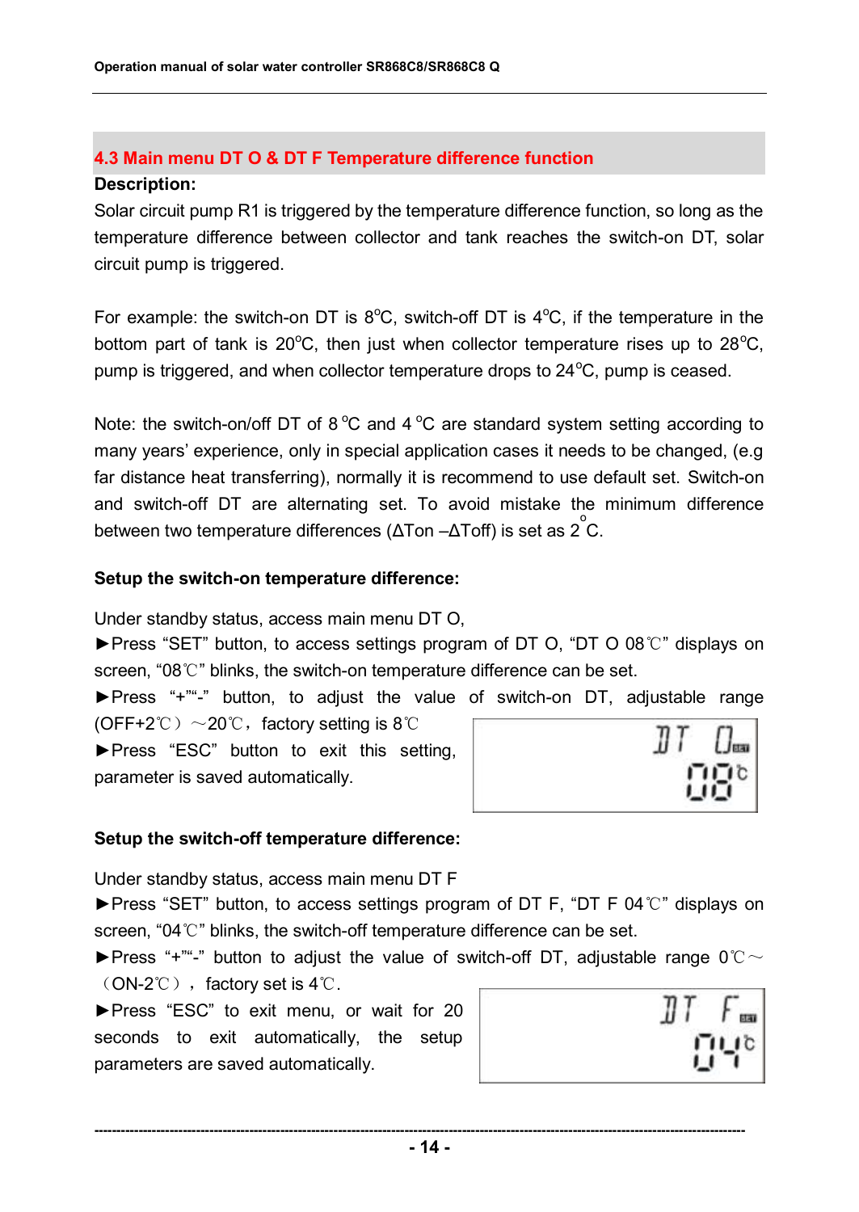## 4.3 Main menu DT O & DT F Temperature difference function

**Description:**

Solar circuit pump R1 is triggered by the temperature difference function, so long as the temperature difference between collector and tank reaches the switch-on DT, solar circuit pump is triggered.

For example: the switch-on DT is 8°C, switch-off DT is 4°C, if the temperature in the bottom part of tank is 20°C, then just when collector temperature rises up to 28°C, pump is triggered, and when collector temperature drops to 24°C, pump is ceased.

Note: the switch-on/off DT of 8 °C and 4 °C are standard system setting according to many years' experience, only in special application cases it needs to be changed, (e.g far distance heat transferring), normally it is recommend to use default set. Switch-on and switch-off DT are alternating set. To avoid mistake the minimum difference between two temperature differences (ΔTon –ΔToff) is set as 2 °C.

**Setup the switch-on temperature difference:**

Under standby status, access main menu DT O,

►Press "SET" button, to access settings program of DT O, "DT O 08℃" displays on screen, "08℃" blinks, the switch-on temperature difference can be set.

►Press "+""-" button, to adjust the value of switch-on DT, adjustable range (OFF+2℃) ～20℃, factory setting is 8℃

►Press "ESC" button to exit this setting, parameter is saved automatically.

**Setup the switch-off temperature difference:**

Under standby status, access main menu DT F

►Press "SET" button, to access settings program of DT F, "DT F 04℃" displays on screen, "04℃" blinks, the switch-off temperature difference can be set.

►Press "+""-" button to adjust the value of switch-off DT, adjustable range 0℃～ (ON-2℃), factory set is 4℃.

►Press "ESC" to exit menu, or wait for 20 seconds to exit automatically, the setup parameters are saved automatically.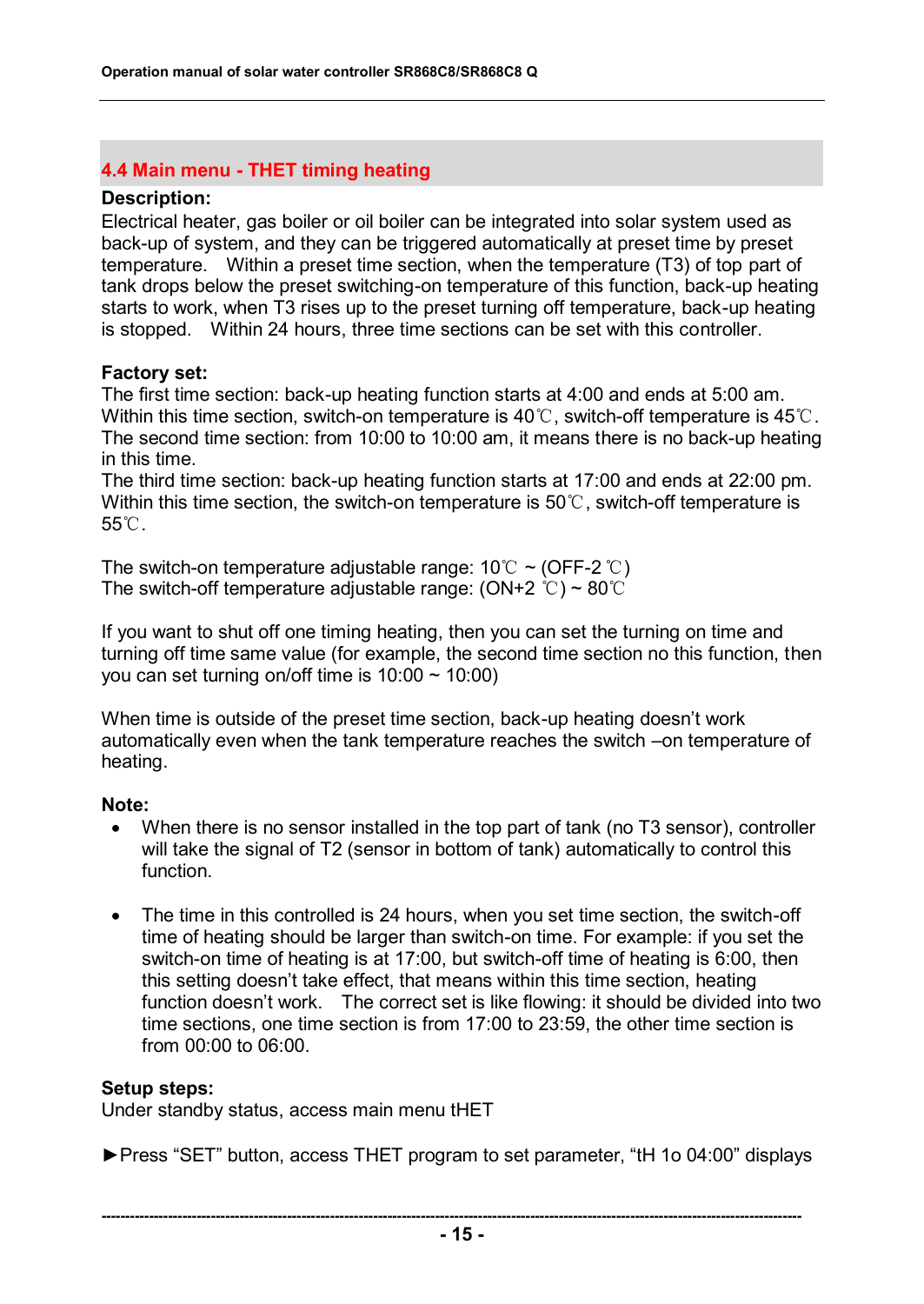## 4.4 Main menu - THET timing heating

**Description:**

Electrical heater, gas boiler or oil boiler can be integrated into solar system used as back-up of system, and they can be triggered automatically at preset time by preset temperature. Within a preset time section, when the temperature (T3) of top part of tank drops below the preset switching-on temperature of this function, back-up heating starts to work, when T3 rises up to the preset turning off temperature, back-up heating is stopped. Within 24 hours, three time sections can be set with this controller.

**Factory set:**

The first time section: back-up heating function starts at 4:00 and ends at 5:00 am. Within this time section, switch-on temperature is 40℃, switch-off temperature is 45℃.
The second time section: from 10:00 to 10:00 am, it means there is no back-up heating in this time.
The third time section: back-up heating function starts at 17:00 and ends at 22:00 pm. Within this time section, the switch-on temperature is 50℃, switch-off temperature is 55℃.

The switch-on temperature adjustable range: 10℃ ~ (OFF-2 ℃)
The switch-off temperature adjustable range: (ON+2 ℃) ~ 80℃

If you want to shut off one timing heating, then you can set the turning on time and turning off time same value (for example, the second time section no this function, then you can set turning on/off time is 10:00 ~ 10:00)

When time is outside of the preset time section, back-up heating doesn't work automatically even when the tank temperature reaches the switch –on temperature of heating.

**Note:**

- When there is no sensor installed in the top part of tank (no T3 sensor), controller will take the signal of T2 (sensor in bottom of tank) automatically to control this function.
- The time in this controlled is 24 hours, when you set time section, the switch-off time of heating should be larger than switch-on time. For example: if you set the switch-on time of heating is at 17:00, but switch-off time of heating is 6:00, then this setting doesn't take effect, that means within this time section, heating function doesn't work. The correct set is like flowing: it should be divided into two time sections, one time section is from 17:00 to 23:59, the other time section is from 00:00 to 06:00.

**Setup steps:**

Under standby status, access main menu tHET

►Press "SET" button, access THET program to set parameter, "tH 1o 04:00" displays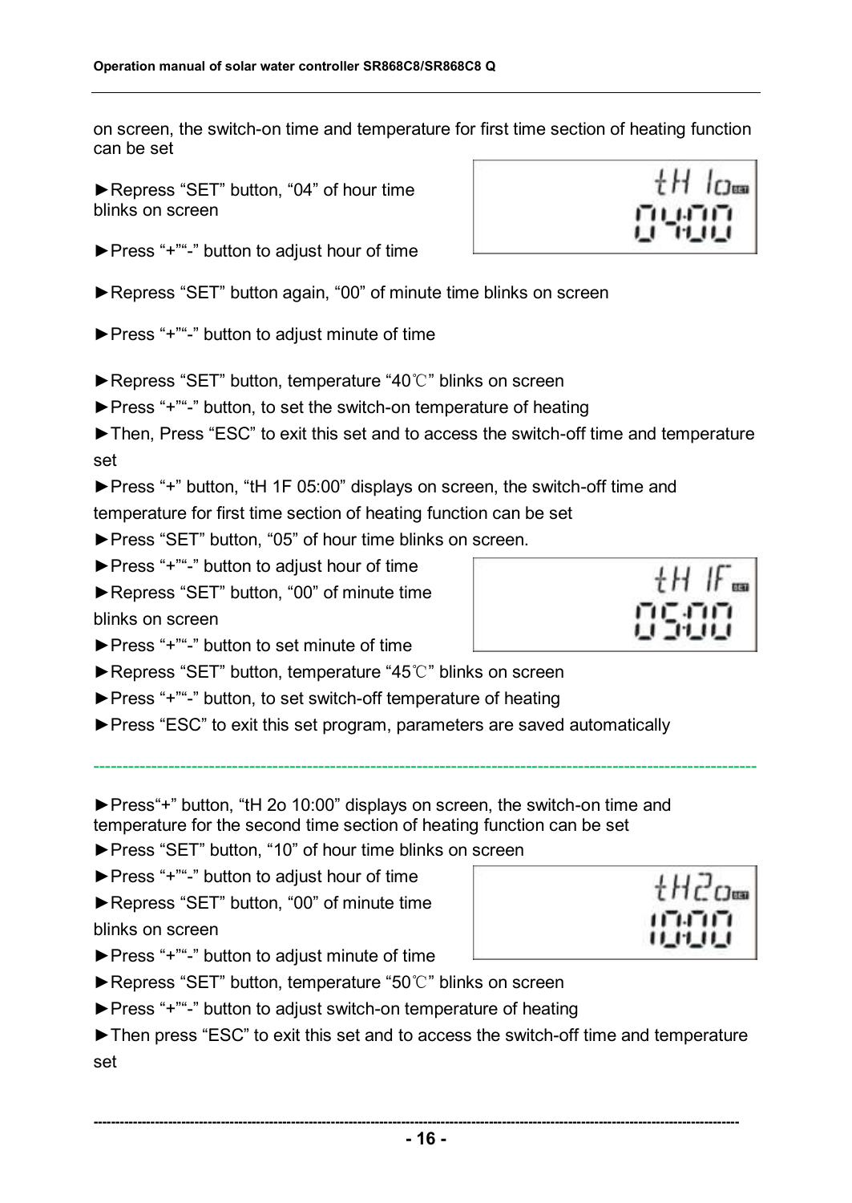on screen, the switch-on time and temperature for first time section of heating function can be set

►Repress “SET” button, “04” of hour time blinks on screen

►Press “+”“-” button to adjust hour of time

►Repress “SET” button again, “00” of minute time blinks on screen

►Press “+”“-” button to adjust minute of time

►Repress “SET” button, temperature “40℃” blinks on screen

►Press “+”“-” button, to set the switch-on temperature of heating

►Then, Press “ESC” to exit this set and to access the switch-off time and temperature set

►Press “+” button, “tH 1F 05:00” displays on screen, the switch-off time and temperature for first time section of heating function can be set

►Press “SET” button, “05” of hour time blinks on screen.

►Press “+”“-” button to adjust hour of time

►Repress “SET” button, “00” of minute time blinks on screen

►Press “+”“-” button to set minute of time

►Repress “SET” button, temperature “45℃” blinks on screen

►Press “+”“-” button, to set switch-off temperature of heating

►Press “ESC” to exit this set program, parameters are saved automatically

---

►Press“+” button, “tH 2o 10:00” displays on screen, the switch-on time and temperature for the second time section of heating function can be set

►Press “SET” button, “10” of hour time blinks on screen

►Press “+”“-” button to adjust hour of time

►Repress “SET” button, “00” of minute time blinks on screen

►Press “+”“-” button to adjust minute of time

►Repress “SET” button, temperature “50℃” blinks on screen

►Press “+”“-” button to adjust switch-on temperature of heating

►Then press “ESC” to exit this set and to access the switch-off time and temperature set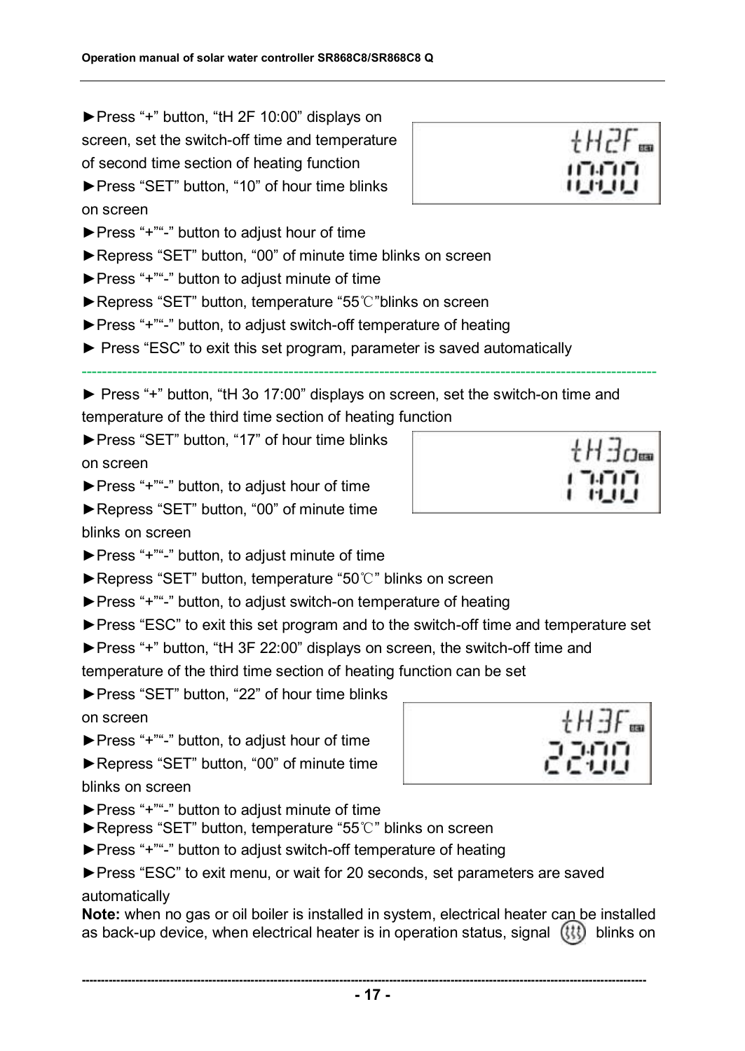►Press "+" button, "tH 2F 10:00" displays on screen, set the switch-off time and temperature of second time section of heating function

►Press "SET" button, "10" of hour time blinks on screen

►Press "+""-" button to adjust hour of time

►Repress "SET" button, "00" of minute time blinks on screen

►Press "+""-" button to adjust minute of time

►Repress "SET" button, temperature "55℃"blinks on screen

►Press "+""-" button, to adjust switch-off temperature of heating

► Press "ESC" to exit this set program, parameter is saved automatically

---

► Press "+" button, "tH 3o 17:00" displays on screen, set the switch-on time and temperature of the third time section of heating function

►Press "SET" button, "17" of hour time blinks on screen

►Press "+""-" button, to adjust hour of time

►Repress "SET" button, "00" of minute time blinks on screen

►Press "+""-" button, to adjust minute of time

►Repress "SET" button, temperature "50℃" blinks on screen

►Press "+""-" button, to adjust switch-on temperature of heating

►Press "ESC" to exit this set program and to the switch-off time and temperature set

►Press "+" button, "tH 3F 22:00" displays on screen, the switch-off time and temperature of the third time section of heating function can be set

►Press "SET" button, "22" of hour time blinks on screen

►Press "+""-" button, to adjust hour of time

►Repress "SET" button, "00" of minute time blinks on screen

►Press "+""-" button to adjust minute of time

►Repress "SET" button, temperature "55℃" blinks on screen

►Press "+""-" button to adjust switch-off temperature of heating

►Press "ESC" to exit menu, or wait for 20 seconds, set parameters are saved automatically

**Note:** when no gas or oil boiler is installed in system, electrical heater can be installed as back-up device, when electrical heater is in operation status, signal (heater symbol) blinks on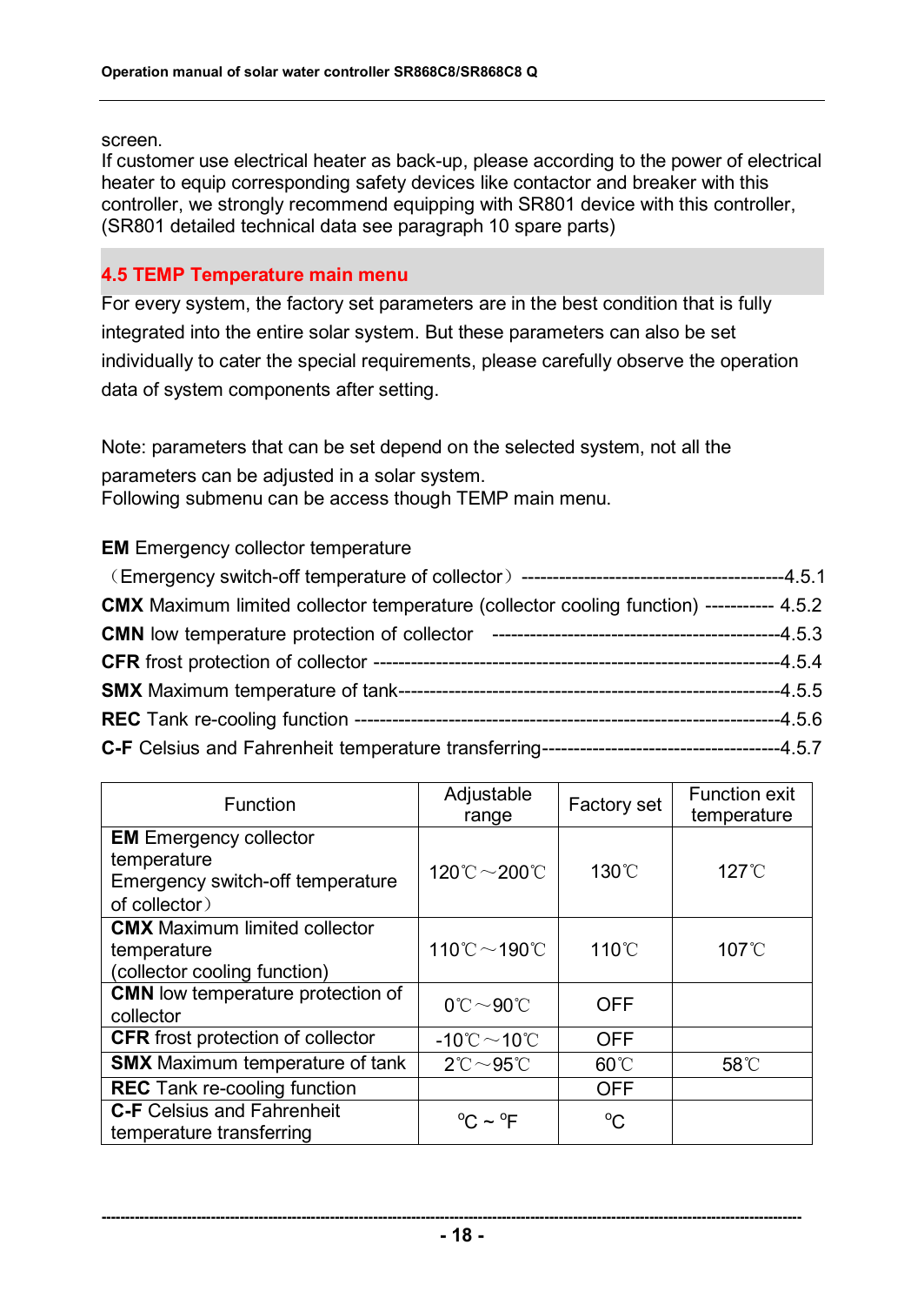screen.
If customer use electrical heater as back-up, please according to the power of electrical heater to equip corresponding safety devices like contactor and breaker with this controller, we strongly recommend equipping with SR801 device with this controller, (SR801 detailed technical data see paragraph 10 spare parts)

## 4.5 TEMP Temperature main menu

For every system, the factory set parameters are in the best condition that is fully integrated into the entire solar system. But these parameters can also be set individually to cater the special requirements, please carefully observe the operation data of system components after setting.

Note: parameters that can be set depend on the selected system, not all the parameters can be adjusted in a solar system.
Following submenu can be access though TEMP main menu.

**EM** Emergency collector temperature
（Emergency switch-off temperature of collector）-----------------------------------------4.5.1
**CMX** Maximum limited collector temperature (collector cooling function) ----------- 4.5.2
**CMN** low temperature protection of collector ---------------------------------------------4.5.3
**CFR** frost protection of collector -----------------------------------------------------------------4.5.4
**SMX** Maximum temperature of tank------------------------------------------------------------4.5.5
**REC** Tank re-cooling function ------------------------------------------------------------------4.5.6
**C-F** Celsius and Fahrenheit temperature transferring-------------------------------------4.5.7

| Function | Adjustable range | Factory set | Function exit temperature |
|---|---|---|---|
| **EM** Emergency collector temperature Emergency switch-off temperature of collector） | 120℃～200℃ | 130℃ | 127℃ |
| **CMX** Maximum limited collector temperature (collector cooling function) | 110℃～190℃ | 110℃ | 107℃ |
| **CMN** low temperature protection of collector | 0℃～90℃ | OFF | |
| **CFR** frost protection of collector | -10℃～10℃ | OFF | |
| **SMX** Maximum temperature of tank | 2℃～95℃ | 60℃ | 58℃ |
| **REC** Tank re-cooling function | | OFF | |
| **C-F** Celsius and Fahrenheit temperature transferring | ºC ~ ºF | ºC | |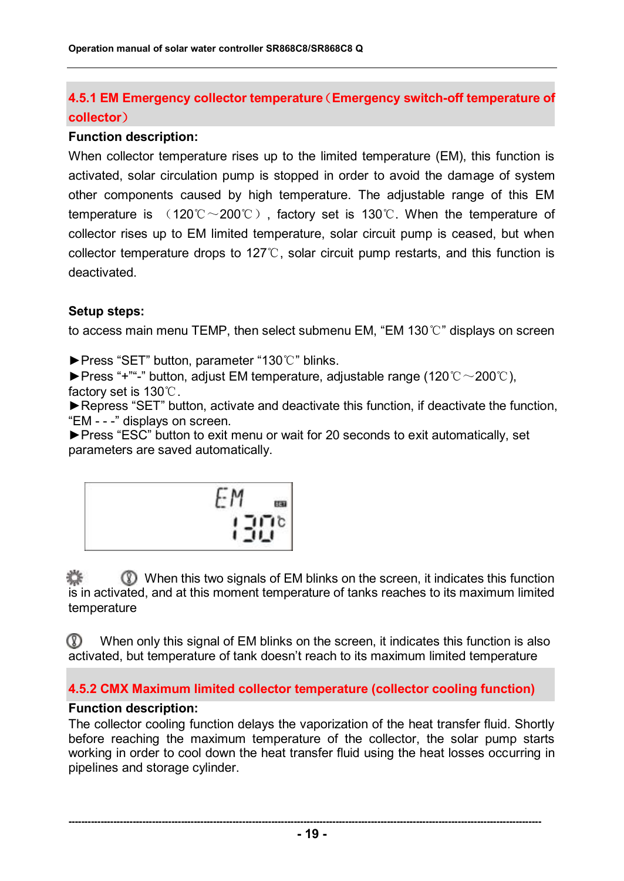### 4.5.1 EM Emergency collector temperature（Emergency switch-off temperature of collector）

**Function description:**

When collector temperature rises up to the limited temperature (EM), this function is activated, solar circulation pump is stopped in order to avoid the damage of system other components caused by high temperature. The adjustable range of this EM temperature is （120℃～200℃）, factory set is 130℃. When the temperature of collector rises up to EM limited temperature, solar circuit pump is ceased, but when collector temperature drops to 127℃, solar circuit pump restarts, and this function is deactivated.

**Setup steps:**

to access main menu TEMP, then select submenu EM, “EM 130℃” displays on screen

►Press “SET” button, parameter “130℃” blinks.
►Press “+”“-” button, adjust EM temperature, adjustable range (120℃～200℃), factory set is 130℃.
►Repress “SET” button, activate and deactivate this function, if deactivate the function, “EM - - -” displays on screen.
►Press “ESC” button to exit menu or wait for 20 seconds to exit automatically, set parameters are saved automatically.

When this two signals of EM blinks on the screen, it indicates this function is in activated, and at this moment temperature of tanks reaches to its maximum limited temperature

When only this signal of EM blinks on the screen, it indicates this function is also activated, but temperature of tank doesn’t reach to its maximum limited temperature

### 4.5.2 CMX Maximum limited collector temperature (collector cooling function)

**Function description:**

The collector cooling function delays the vaporization of the heat transfer fluid. Shortly before reaching the maximum temperature of the collector, the solar pump starts working in order to cool down the heat transfer fluid using the heat losses occurring in pipelines and storage cylinder.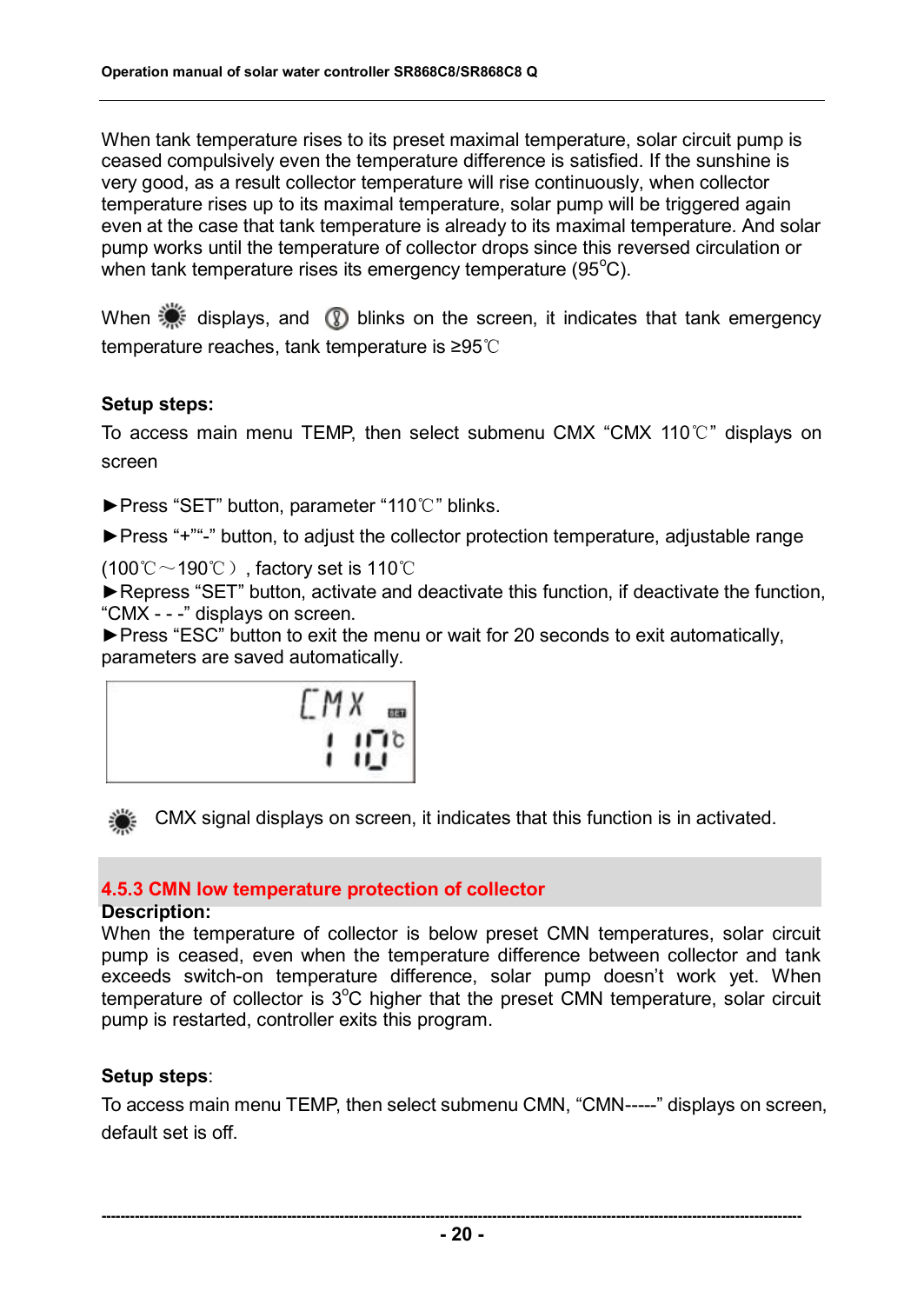When tank temperature rises to its preset maximal temperature, solar circuit pump is ceased compulsively even the temperature difference is satisfied. If the sunshine is very good, as a result collector temperature will rise continuously, when collector temperature rises up to its maximal temperature, solar pump will be triggered again even at the case that tank temperature is already to its maximal temperature. And solar pump works until the temperature of collector drops since this reversed circulation or when tank temperature rises its emergency temperature (95°C).

When ☀ displays, and ⓘ blinks on the screen, it indicates that tank emergency temperature reaches, tank temperature is ≥95℃

**Setup steps:**

To access main menu TEMP, then select submenu CMX "CMX 110℃" displays on screen

►Press "SET" button, parameter "110℃" blinks.

►Press "+""-" button, to adjust the collector protection temperature, adjustable range (100℃～190℃), factory set is 110℃

►Repress "SET" button, activate and deactivate this function, if deactivate the function, "CMX - - -" displays on screen.

►Press "ESC" button to exit the menu or wait for 20 seconds to exit automatically, parameters are saved automatically.

CMX SET
110℃

☀ CMX signal displays on screen, it indicates that this function is in activated.

### 4.5.3 CMN low temperature protection of collector

**Description:**

When the temperature of collector is below preset CMN temperatures, solar circuit pump is ceased, even when the temperature difference between collector and tank exceeds switch-on temperature difference, solar pump doesn't work yet. When temperature of collector is 3°C higher that the preset CMN temperature, solar circuit pump is restarted, controller exits this program.

**Setup steps**:

To access main menu TEMP, then select submenu CMN, "CMN-----" displays on screen, default set is off.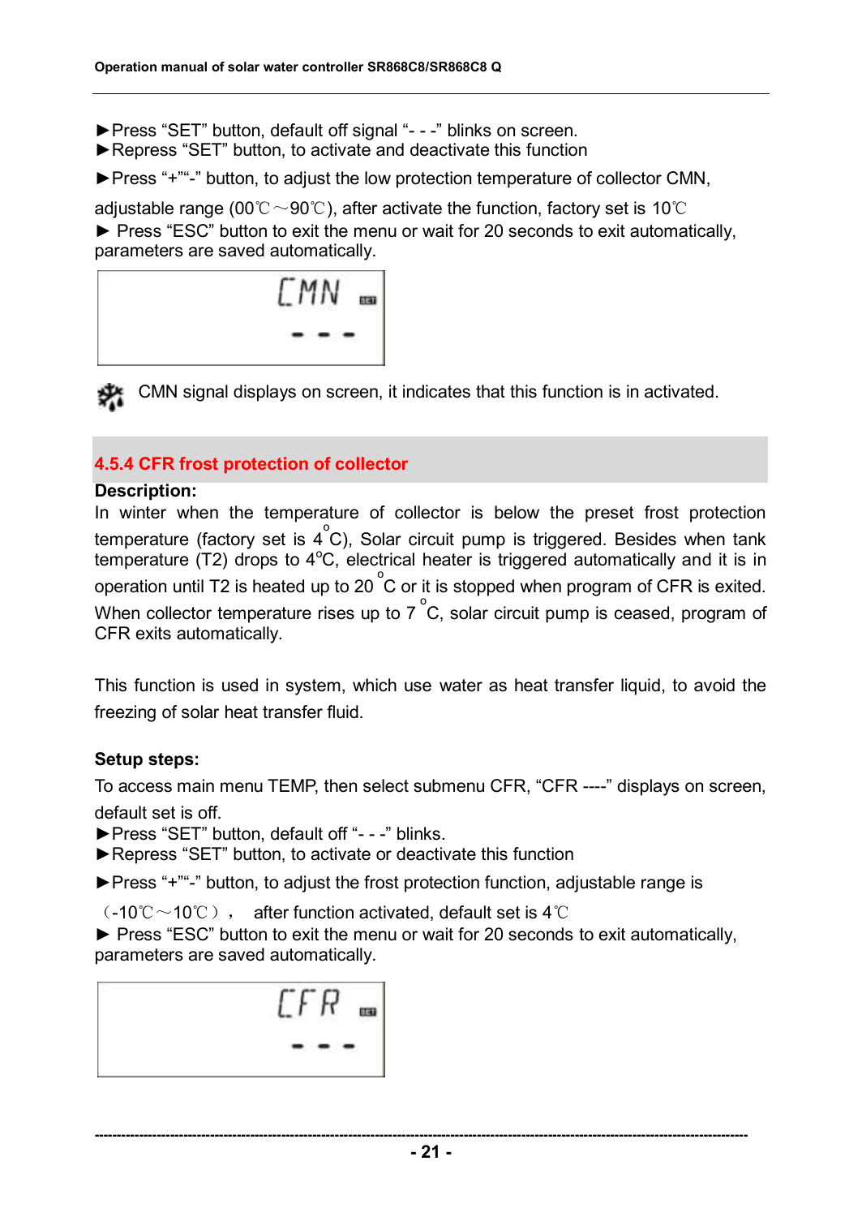►Press "SET" button, default off signal "- - -" blinks on screen.
►Repress "SET" button, to activate and deactivate this function
►Press "+""-" button, to adjust the low protection temperature of collector CMN, adjustable range (00℃～90℃), after activate the function, factory set is 10℃
► Press "ESC" button to exit the menu or wait for 20 seconds to exit automatically, parameters are saved automatically.

CMN signal displays on screen, it indicates that this function is in activated.

### 4.5.4 CFR frost protection of collector

**Description:**

In winter when the temperature of collector is below the preset frost protection temperature (factory set is 4 °C), Solar circuit pump is triggered. Besides when tank temperature (T2) drops to 4°C, electrical heater is triggered automatically and it is in operation until T2 is heated up to 20 °C or it is stopped when program of CFR is exited. When collector temperature rises up to 7 °C, solar circuit pump is ceased, program of CFR exits automatically.

This function is used in system, which use water as heat transfer liquid, to avoid the freezing of solar heat transfer fluid.

**Setup steps:**

To access main menu TEMP, then select submenu CFR, "CFR ----" displays on screen, default set is off.
►Press "SET" button, default off "- - -" blinks.
►Repress "SET" button, to activate or deactivate this function
►Press "+""-" button, to adjust the frost protection function, adjustable range is （-10℃～10℃）， after function activated, default set is 4℃
► Press "ESC" button to exit the menu or wait for 20 seconds to exit automatically, parameters are saved automatically.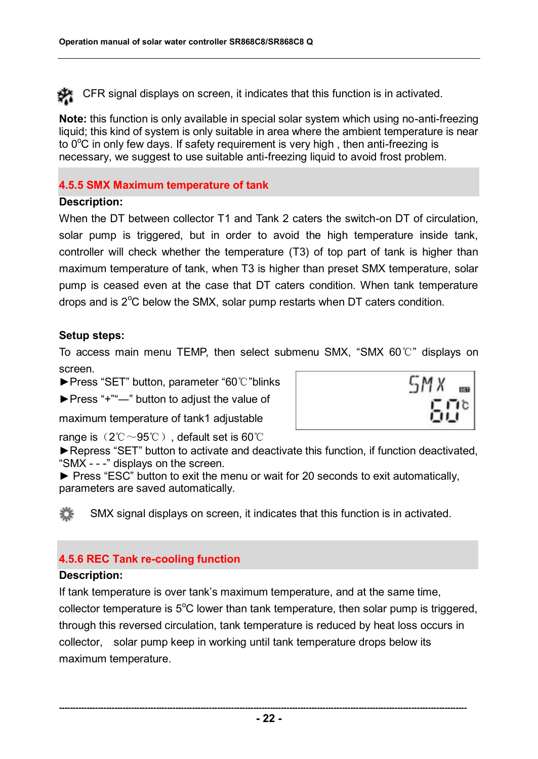CFR signal displays on screen, it indicates that this function is in activated.

**Note:** this function is only available in special solar system which using no-anti-freezing liquid; this kind of system is only suitable in area where the ambient temperature is near to 0°C in only few days. If safety requirement is very high , then anti-freezing is necessary, we suggest to use suitable anti-freezing liquid to avoid frost problem.

### 4.5.5 SMX Maximum temperature of tank

**Description:**

When the DT between collector T1 and Tank 2 caters the switch-on DT of circulation, solar pump is triggered, but in order to avoid the high temperature inside tank, controller will check whether the temperature (T3) of top part of tank is higher than maximum temperature of tank, when T3 is higher than preset SMX temperature, solar pump is ceased even at the case that DT caters condition. When tank temperature drops and is 2°C below the SMX, solar pump restarts when DT caters condition.

**Setup steps:**

To access main menu TEMP, then select submenu SMX, "SMX 60℃" displays on screen.

►Press "SET" button, parameter "60℃"blinks

►Press "+""—" button to adjust the value of maximum temperature of tank1 adjustable range is（2℃～95℃）, default set is 60℃

►Repress "SET" button to activate and deactivate this function, if function deactivated, "SMX - - -" displays on the screen.

► Press "ESC" button to exit the menu or wait for 20 seconds to exit automatically, parameters are saved automatically.

SMX signal displays on screen, it indicates that this function is in activated.

### 4.5.6 REC Tank re-cooling function

**Description:**

If tank temperature is over tank's maximum temperature, and at the same time, collector temperature is 5°C lower than tank temperature, then solar pump is triggered, through this reversed circulation, tank temperature is reduced by heat loss occurs in collector, solar pump keep in working until tank temperature drops below its maximum temperature.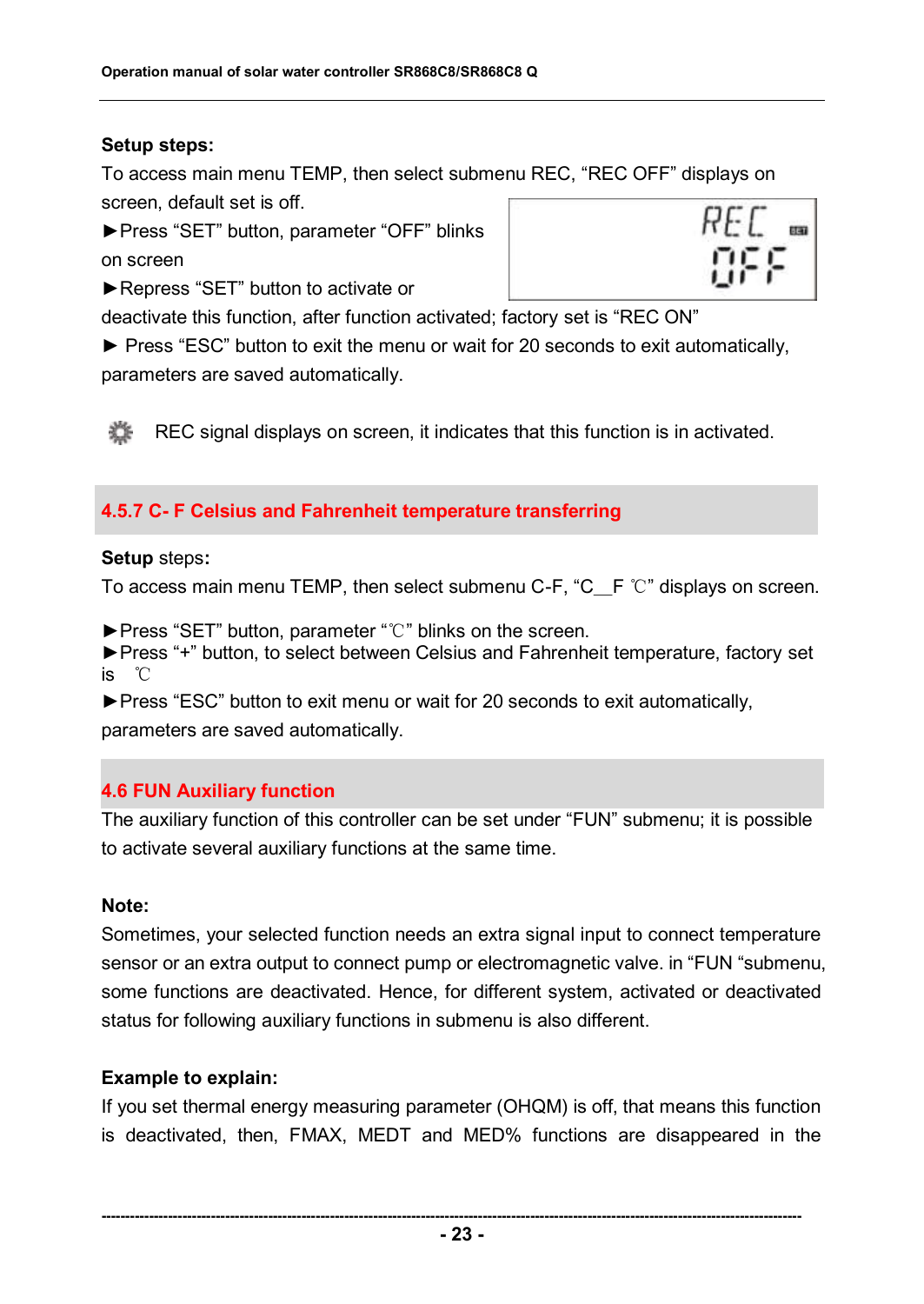**Setup steps:**

To access main menu TEMP, then select submenu REC, “REC OFF” displays on screen, default set is off.

►Press “SET” button, parameter “OFF” blinks on screen

►Repress “SET” button to activate or deactivate this function, after function activated; factory set is “REC ON”

► Press “ESC” button to exit the menu or wait for 20 seconds to exit automatically, parameters are saved automatically.

REC signal displays on screen, it indicates that this function is in activated.

### 4.5.7 C- F Celsius and Fahrenheit temperature transferring

**Setup** steps**:**

To access main menu TEMP, then select submenu C-F, “C__F ℃” displays on screen.

►Press “SET” button, parameter “℃” blinks on the screen.

►Press “+” button, to select between Celsius and Fahrenheit temperature, factory set is ℃

►Press “ESC” button to exit menu or wait for 20 seconds to exit automatically, parameters are saved automatically.

## 4.6 FUN Auxiliary function

The auxiliary function of this controller can be set under “FUN” submenu; it is possible to activate several auxiliary functions at the same time.

**Note:**

Sometimes, your selected function needs an extra signal input to connect temperature sensor or an extra output to connect pump or electromagnetic valve. in “FUN “submenu, some functions are deactivated. Hence, for different system, activated or deactivated status for following auxiliary functions in submenu is also different.

**Example to explain:**

If you set thermal energy measuring parameter (OHQM) is off, that means this function is deactivated, then, FMAX, MEDT and MED% functions are disappeared in the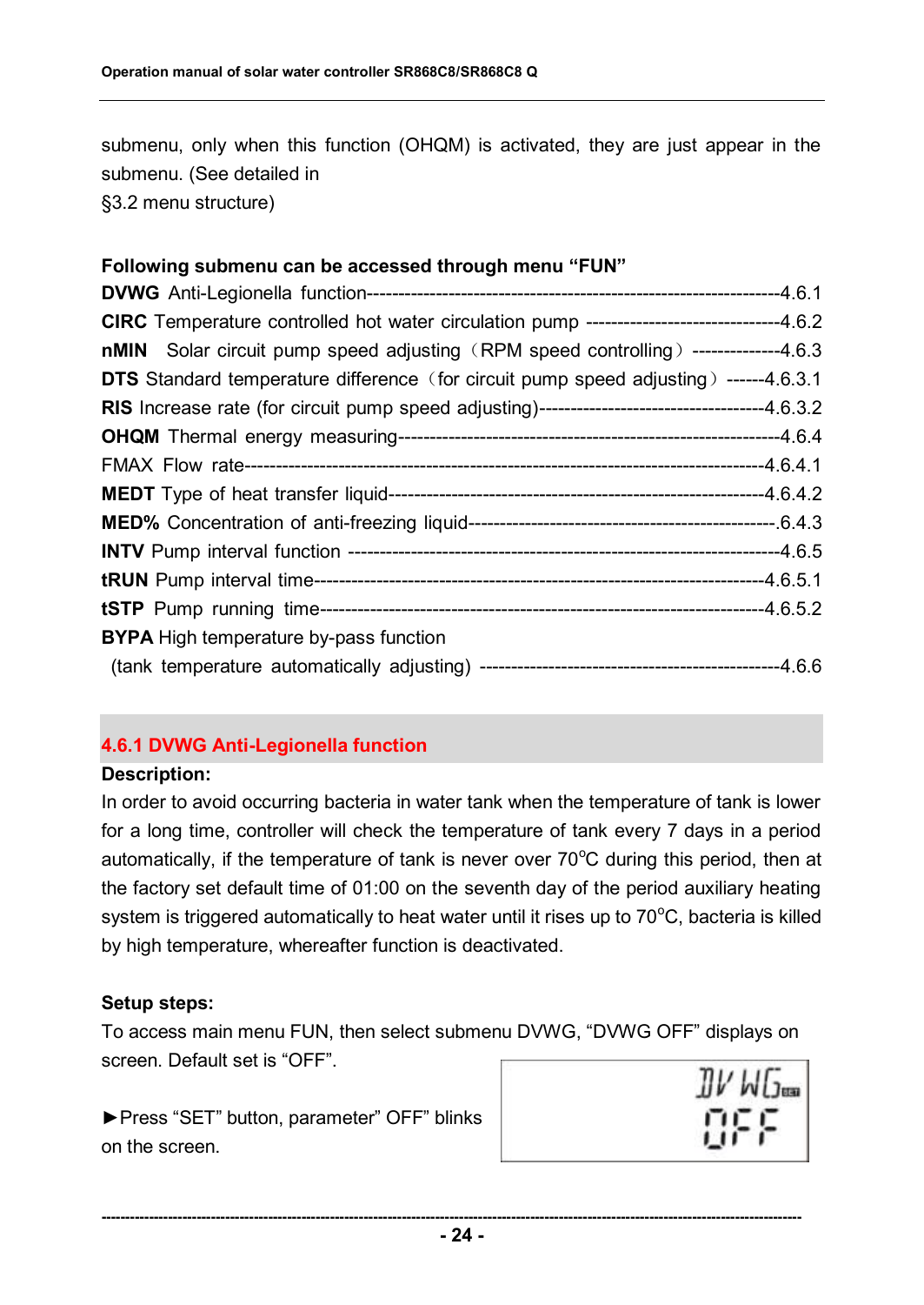submenu, only when this function (OHQM) is activated, they are just appear in the submenu. (See detailed in
§3.2 menu structure)

**Following submenu can be accessed through menu "FUN"**

**DVWG** Anti-Legionella function-------------------------------------------------------------------4.6.1
**CIRC** Temperature controlled hot water circulation pump --------------------------------4.6.2
**nMIN** Solar circuit pump speed adjusting（RPM speed controlling）--------------4.6.3
**DTS** Standard temperature difference（for circuit pump speed adjusting）------4.6.3.1
**RIS** Increase rate (for circuit pump speed adjusting)-----------------------------------4.6.3.2
**OHQM** Thermal energy measuring-------------------------------------------------------------4.6.4
FMAX Flow rate---------------------------------------------------------------------------------4.6.4.1
**MEDT** Type of heat transfer liquid-----------------------------------------------------------4.6.4.2
**MED%** Concentration of anti-freezing liquid------------------------------------------------.6.4.3
**INTV** Pump interval function --------------------------------------------------------------------4.6.5
**tRUN** Pump interval time---------------------------------------------------------------------4.6.5.1
**tSTP** Pump running time-----------------------------------------------------------------------4.6.5.2
**BYPA** High temperature by-pass function
(tank temperature automatically adjusting) ---------------------------------------------4.6.6

### 4.6.1 DVWG Anti-Legionella function

**Description:**

In order to avoid occurring bacteria in water tank when the temperature of tank is lower for a long time, controller will check the temperature of tank every 7 days in a period automatically, if the temperature of tank is never over 70°C during this period, then at the factory set default time of 01:00 on the seventh day of the period auxiliary heating system is triggered automatically to heat water until it rises up to 70°C, bacteria is killed by high temperature, whereafter function is deactivated.

**Setup steps:**

To access main menu FUN, then select submenu DVWG, "DVWG OFF" displays on screen. Default set is "OFF".

►Press "SET" button, parameter" OFF" blinks on the screen.

DVWG SET
OFF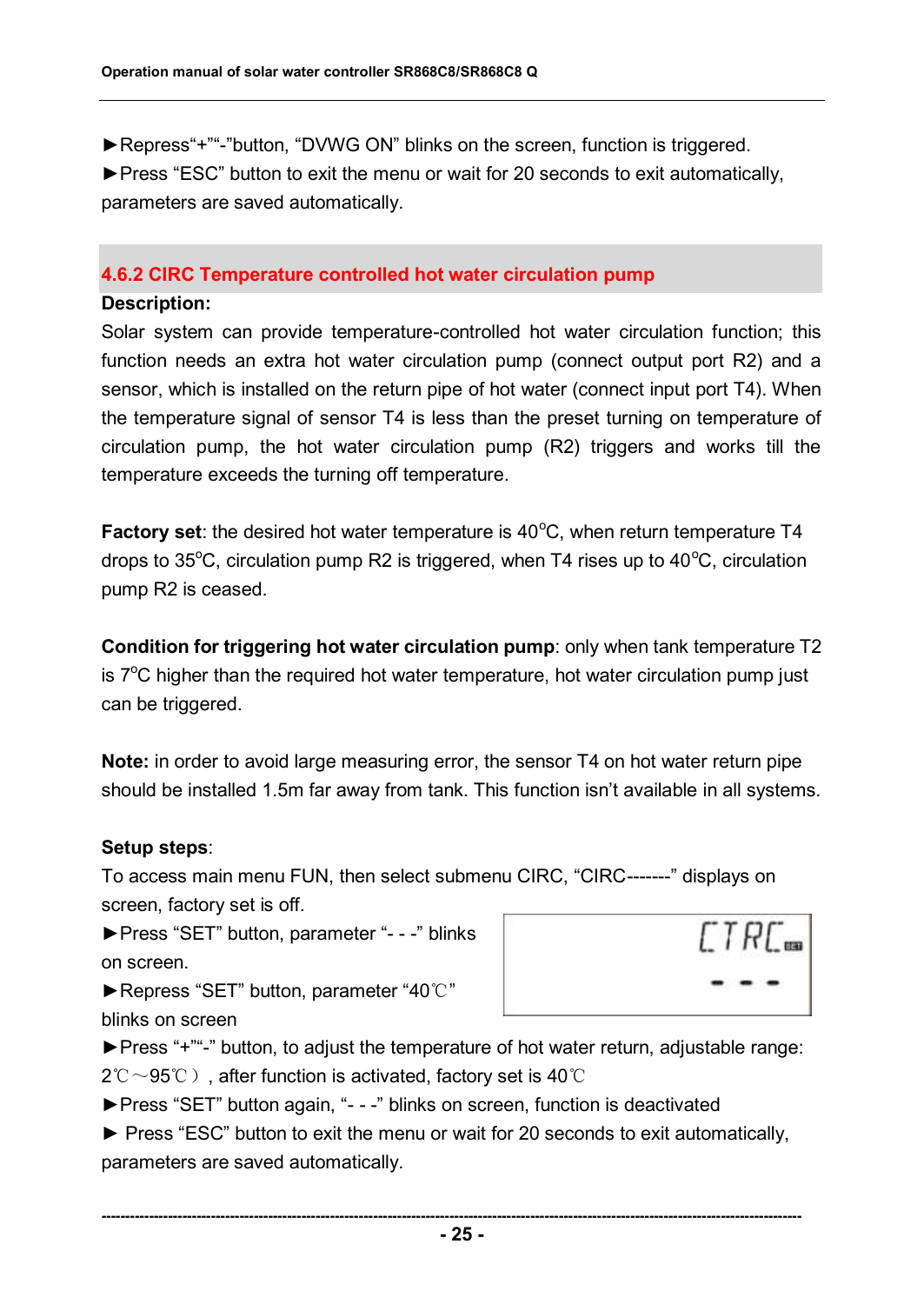►Repress“+”“-”button, “DVWG ON” blinks on the screen, function is triggered.

►Press “ESC” button to exit the menu or wait for 20 seconds to exit automatically, parameters are saved automatically.

## 4.6.2 CIRC Temperature controlled hot water circulation pump

**Description:**

Solar system can provide temperature-controlled hot water circulation function; this function needs an extra hot water circulation pump (connect output port R2) and a sensor, which is installed on the return pipe of hot water (connect input port T4). When the temperature signal of sensor T4 is less than the preset turning on temperature of circulation pump, the hot water circulation pump (R2) triggers and works till the temperature exceeds the turning off temperature.

**Factory set**: the desired hot water temperature is 40°C, when return temperature T4 drops to 35°C, circulation pump R2 is triggered, when T4 rises up to 40°C, circulation pump R2 is ceased.

**Condition for triggering hot water circulation pump**: only when tank temperature T2 is 7°C higher than the required hot water temperature, hot water circulation pump just can be triggered.

**Note:** in order to avoid large measuring error, the sensor T4 on hot water return pipe should be installed 1.5m far away from tank. This function isn’t available in all systems.

**Setup steps**:

To access main menu FUN, then select submenu CIRC, “CIRC-------” displays on screen, factory set is off.

►Press “SET” button, parameter “- - -” blinks on screen.

►Repress “SET” button, parameter “40℃” blinks on screen

►Press “+”“-” button, to adjust the temperature of hot water return, adjustable range: 2℃～95℃）, after function is activated, factory set is 40℃

►Press “SET” button again, “- - -” blinks on screen, function is deactivated

► Press “ESC” button to exit the menu or wait for 20 seconds to exit automatically, parameters are saved automatically.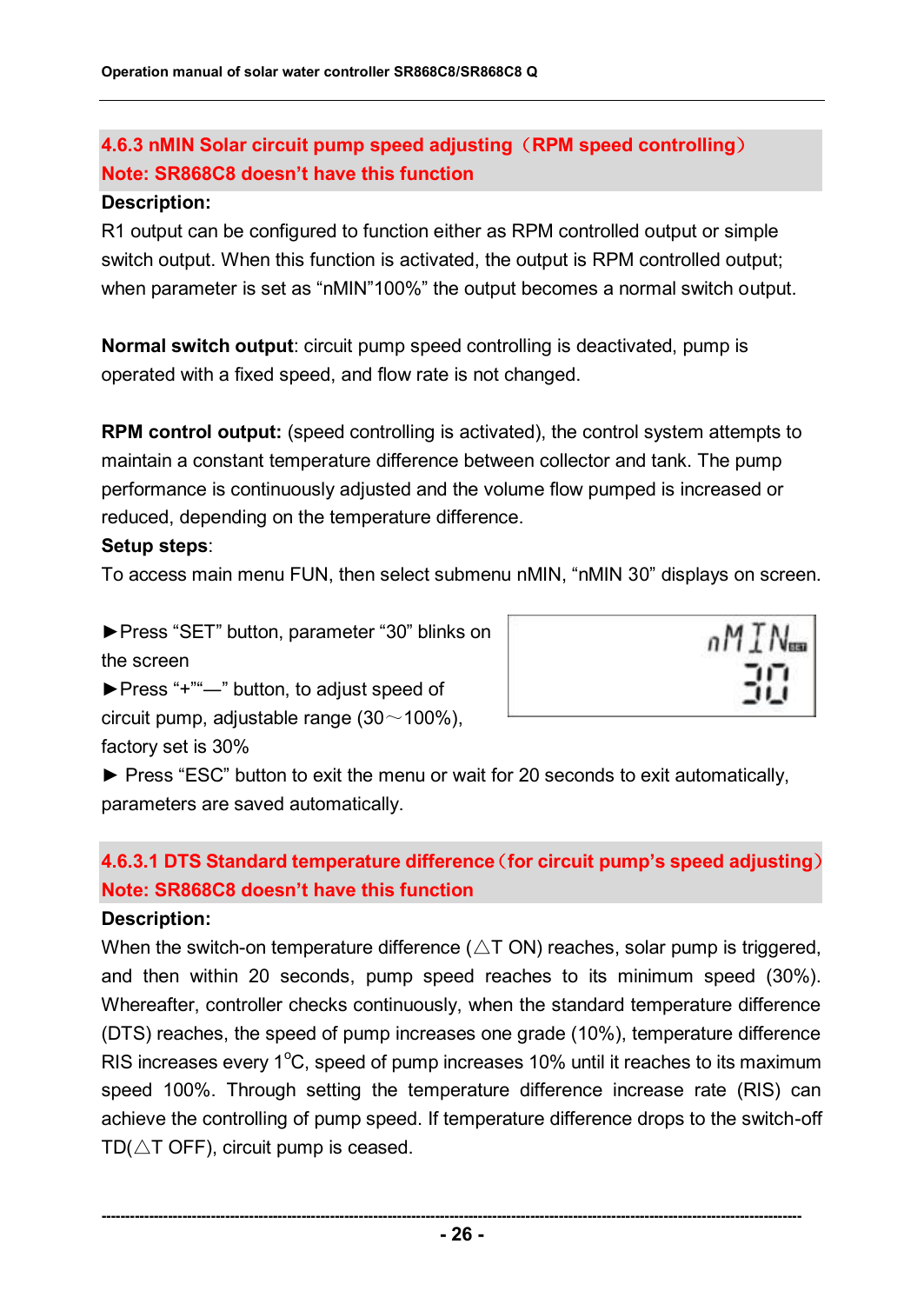### 4.6.3 nMIN Solar circuit pump speed adjusting（RPM speed controlling）
### Note: SR868C8 doesn't have this function

**Description:**

R1 output can be configured to function either as RPM controlled output or simple switch output. When this function is activated, the output is RPM controlled output; when parameter is set as "nMIN"100%" the output becomes a normal switch output.

**Normal switch output**: circuit pump speed controlling is deactivated, pump is operated with a fixed speed, and flow rate is not changed.

**RPM control output:** (speed controlling is activated), the control system attempts to maintain a constant temperature difference between collector and tank. The pump performance is continuously adjusted and the volume flow pumped is increased or reduced, depending on the temperature difference.

**Setup steps**:

To access main menu FUN, then select submenu nMIN, "nMIN 30" displays on screen.

nMIN 30

► Press "SET" button, parameter "30" blinks on the screen

► Press "+""—" button, to adjust speed of circuit pump, adjustable range (30～100%), factory set is 30%

► Press "ESC" button to exit the menu or wait for 20 seconds to exit automatically, parameters are saved automatically.

### 4.6.3.1 DTS Standard temperature difference（for circuit pump's speed adjusting）
### Note: SR868C8 doesn't have this function

**Description:**

When the switch-on temperature difference (△T ON) reaches, solar pump is triggered, and then within 20 seconds, pump speed reaches to its minimum speed (30%). Whereafter, controller checks continuously, when the standard temperature difference (DTS) reaches, the speed of pump increases one grade (10%), temperature difference RIS increases every 1°C, speed of pump increases 10% until it reaches to its maximum speed 100%. Through setting the temperature difference increase rate (RIS) can achieve the controlling of pump speed. If temperature difference drops to the switch-off TD(△T OFF), circuit pump is ceased.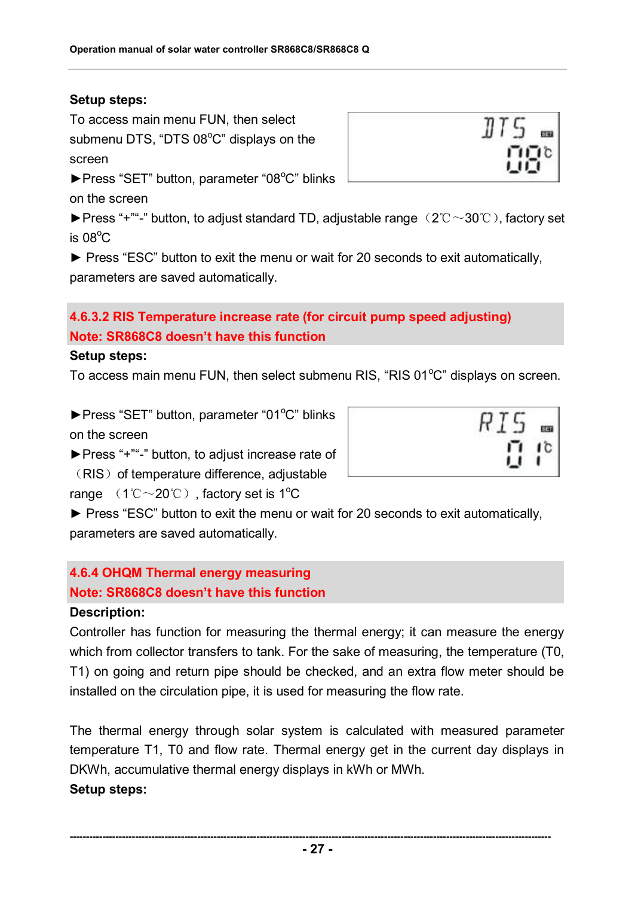**Setup steps:**

To access main menu FUN, then select submenu DTS, "DTS 08°C" displays on the screen

►Press "SET" button, parameter "08°C" blinks on the screen

►Press "+""-" button, to adjust standard TD, adjustable range（2℃～30℃), factory set is 08°C

► Press "ESC" button to exit the menu or wait for 20 seconds to exit automatically, parameters are saved automatically.

### 4.6.3.2 RIS Temperature increase rate (for circuit pump speed adjusting)

**Note: SR868C8 doesn't have this function**

**Setup steps:**

To access main menu FUN, then select submenu RIS, "RIS 01°C" displays on screen.

►Press "SET" button, parameter "01°C" blinks on the screen

►Press "+""-" button, to adjust increase rate of （RIS）of temperature difference, adjustable range （1℃～20℃）, factory set is 1°C

► Press "ESC" button to exit the menu or wait for 20 seconds to exit automatically, parameters are saved automatically.

### 4.6.4 OHQM Thermal energy measuring

**Note: SR868C8 doesn't have this function**

**Description:**

Controller has function for measuring the thermal energy; it can measure the energy which from collector transfers to tank. For the sake of measuring, the temperature (T0, T1) on going and return pipe should be checked, and an extra flow meter should be installed on the circulation pipe, it is used for measuring the flow rate.

The thermal energy through solar system is calculated with measured parameter temperature T1, T0 and flow rate. Thermal energy get in the current day displays in DKWh, accumulative thermal energy displays in kWh or MWh.

**Setup steps:**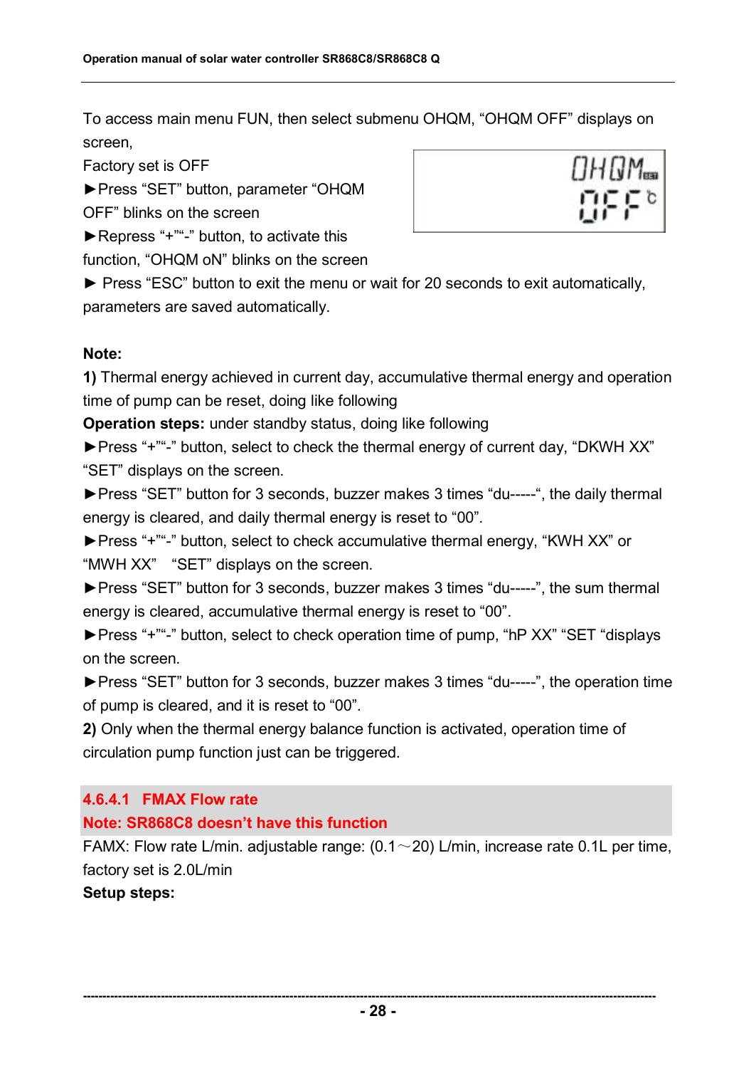To access main menu FUN, then select submenu OHQM, “OHQM OFF” displays on screen,

Factory set is OFF

►Press “SET” button, parameter “OHQM OFF” blinks on the screen

►Repress “+”“-” button, to activate this function, “OHQM oN” blinks on the screen

► Press “ESC” button to exit the menu or wait for 20 seconds to exit automatically, parameters are saved automatically.

**Note:**

**1)** Thermal energy achieved in current day, accumulative thermal energy and operation time of pump can be reset, doing like following

**Operation steps:** under standby status, doing like following

►Press “+”“-” button, select to check the thermal energy of current day, “DKWH XX” “SET” displays on the screen.

►Press “SET” button for 3 seconds, buzzer makes 3 times “du-----“, the daily thermal energy is cleared, and daily thermal energy is reset to “00”.

►Press “+”“-” button, select to check accumulative thermal energy, “KWH XX” or “MWH XX”  “SET” displays on the screen.

►Press “SET” button for 3 seconds, buzzer makes 3 times “du-----”, the sum thermal energy is cleared, accumulative thermal energy is reset to “00”.

►Press “+”“-” button, select to check operation time of pump, “hP XX” “SET “displays on the screen.

►Press “SET” button for 3 seconds, buzzer makes 3 times “du-----”, the operation time of pump is cleared, and it is reset to “00”.

**2)** Only when the thermal energy balance function is activated, operation time of circulation pump function just can be triggered.

#### 4.6.4.1 FMAX Flow rate

**Note: SR868C8 doesn’t have this function**

FAMX: Flow rate L/min. adjustable range: (0.1～20) L/min, increase rate 0.1L per time, factory set is 2.0L/min

**Setup steps:**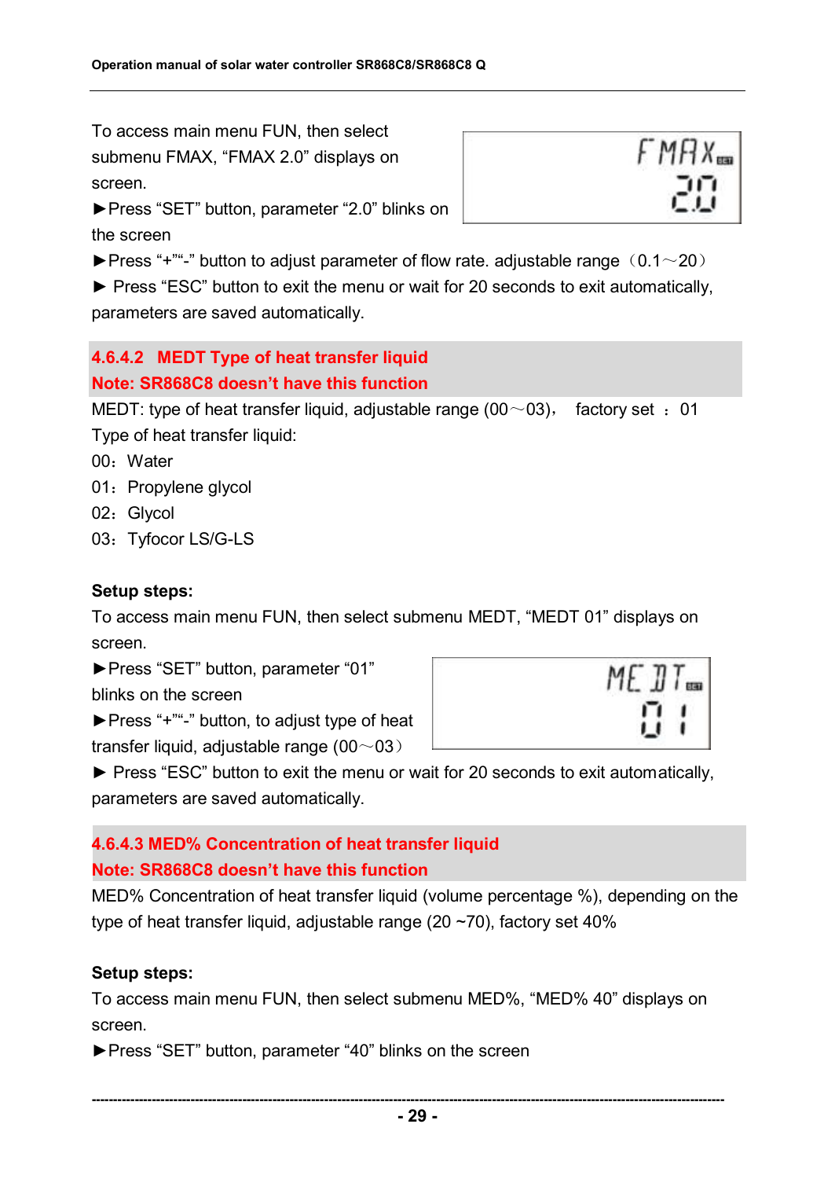To access main menu FUN, then select submenu FMAX, "FMAX 2.0" displays on screen.

►Press "SET" button, parameter "2.0" blinks on the screen

►Press "+""-" button to adjust parameter of flow rate. adjustable range（0.1～20）

► Press "ESC" button to exit the menu or wait for 20 seconds to exit automatically, parameters are saved automatically.

### 4.6.4.2 MEDT Type of heat transfer liquid

**Note: SR868C8 doesn't have this function**

MEDT: type of heat transfer liquid, adjustable range (00～03)， factory set ：01

Type of heat transfer liquid:

00：Water

01：Propylene glycol

02：Glycol

03：Tyfocor LS/G-LS

**Setup steps:**

To access main menu FUN, then select submenu MEDT, "MEDT 01" displays on screen.

►Press "SET" button, parameter "01" blinks on the screen

►Press "+""-" button, to adjust type of heat transfer liquid, adjustable range (00～03）

► Press "ESC" button to exit the menu or wait for 20 seconds to exit automatically, parameters are saved automatically.

### 4.6.4.3 MED% Concentration of heat transfer liquid

**Note: SR868C8 doesn't have this function**

MED% Concentration of heat transfer liquid (volume percentage %), depending on the type of heat transfer liquid, adjustable range (20 ~70), factory set 40%

**Setup steps:**

To access main menu FUN, then select submenu MED%, "MED% 40" displays on screen.

►Press "SET" button, parameter "40" blinks on the screen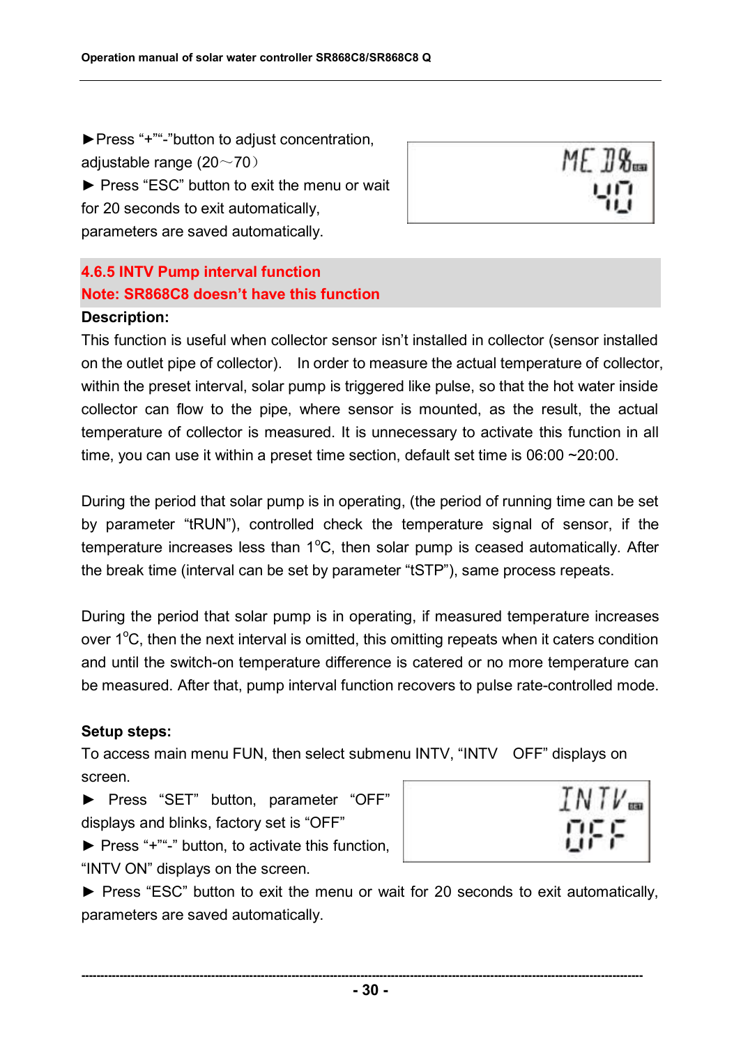►Press "+""-"button to adjust concentration, adjustable range (20～70）

► Press "ESC" button to exit the menu or wait for 20 seconds to exit automatically, parameters are saved automatically.

### 4.6.5 INTV Pump interval function

**Note: SR868C8 doesn't have this function**

**Description:**

This function is useful when collector sensor isn't installed in collector (sensor installed on the outlet pipe of collector).  In order to measure the actual temperature of collector, within the preset interval, solar pump is triggered like pulse, so that the hot water inside collector can flow to the pipe, where sensor is mounted, as the result, the actual temperature of collector is measured. It is unnecessary to activate this function in all time, you can use it within a preset time section, default set time is 06:00 ~20:00.

During the period that solar pump is in operating, (the period of running time can be set by parameter "tRUN"), controlled check the temperature signal of sensor, if the temperature increases less than 1°C, then solar pump is ceased automatically. After the break time (interval can be set by parameter "tSTP"), same process repeats.

During the period that solar pump is in operating, if measured temperature increases over 1°C, then the next interval is omitted, this omitting repeats when it caters condition and until the switch-on temperature difference is catered or no more temperature can be measured. After that, pump interval function recovers to pulse rate-controlled mode.

**Setup steps:**

To access main menu FUN, then select submenu INTV, "INTV  OFF" displays on screen.

► Press "SET" button, parameter "OFF" displays and blinks, factory set is "OFF"

► Press "+""-" button, to activate this function, "INTV ON" displays on the screen.

► Press "ESC" button to exit the menu or wait for 20 seconds to exit automatically, parameters are saved automatically.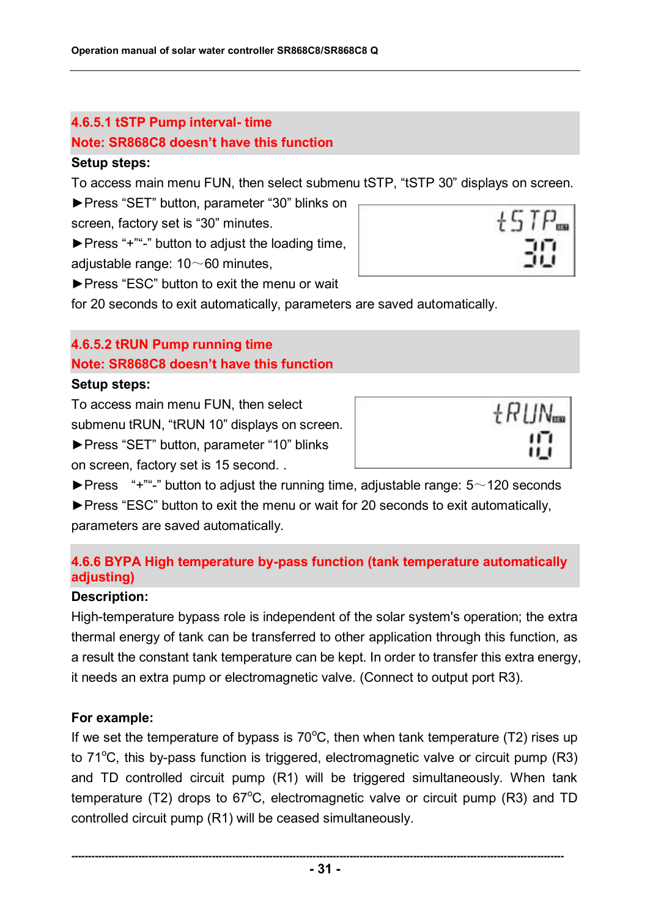### 4.6.5.1 tSTP Pump interval- time

**Note: SR868C8 doesn't have this function**

**Setup steps:**

To access main menu FUN, then select submenu tSTP, "tSTP 30" displays on screen.

►Press "SET" button, parameter "30" blinks on screen, factory set is "30" minutes.

►Press "+""-" button to adjust the loading time, adjustable range: 10～60 minutes,

►Press "ESC" button to exit the menu or wait for 20 seconds to exit automatically, parameters are saved automatically.

### 4.6.5.2 tRUN Pump running time

**Note: SR868C8 doesn't have this function**

**Setup steps:**

To access main menu FUN, then select submenu tRUN, "tRUN 10" displays on screen.

►Press "SET" button, parameter "10" blinks on screen, factory set is 15 second. .

►Press "+""-" button to adjust the running time, adjustable range: 5～120 seconds

►Press "ESC" button to exit the menu or wait for 20 seconds to exit automatically, parameters are saved automatically.

### 4.6.6 BYPA High temperature by-pass function (tank temperature automatically adjusting)

**Description:**

High-temperature bypass role is independent of the solar system's operation; the extra thermal energy of tank can be transferred to other application through this function, as a result the constant tank temperature can be kept. In order to transfer this extra energy, it needs an extra pump or electromagnetic valve. (Connect to output port R3).

**For example:**

If we set the temperature of bypass is 70°C, then when tank temperature (T2) rises up to 71°C, this by-pass function is triggered, electromagnetic valve or circuit pump (R3) and TD controlled circuit pump (R1) will be triggered simultaneously. When tank temperature (T2) drops to 67°C, electromagnetic valve or circuit pump (R3) and TD controlled circuit pump (R1) will be ceased simultaneously.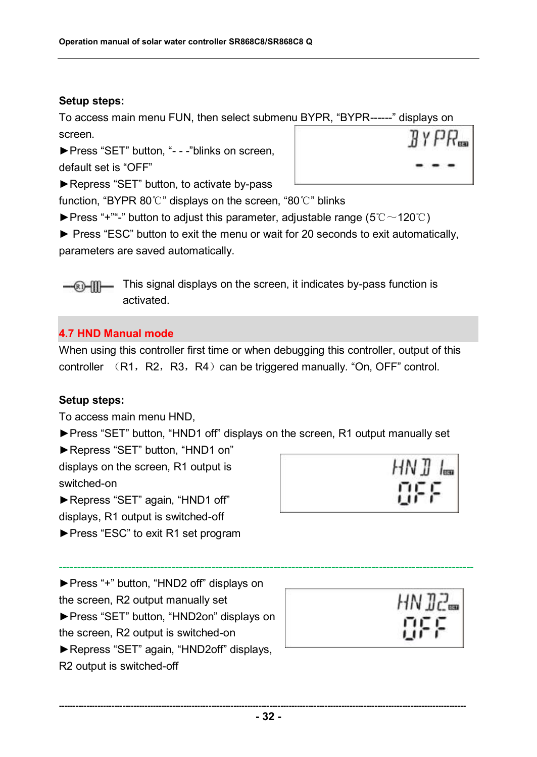**Setup steps:**

To access main menu FUN, then select submenu BYPR, “BYPR------” displays on screen.

►Press “SET” button, “- - -”blinks on screen, default set is “OFF”

►Repress “SET” button, to activate by-pass function, “BYPR 80℃” displays on the screen, “80℃” blinks

►Press “+”“-” button to adjust this parameter, adjustable range (5℃～120℃)

► Press “ESC” button to exit the menu or wait for 20 seconds to exit automatically, parameters are saved automatically.

This signal displays on the screen, it indicates by-pass function is activated.

## 4.7 HND Manual mode

When using this controller first time or when debugging this controller, output of this controller （R1，R2，R3，R4）can be triggered manually. “On, OFF” control.

**Setup steps:**

To access main menu HND,

►Press “SET” button, “HND1 off” displays on the screen, R1 output manually set

►Repress “SET” button, “HND1 on” displays on the screen, R1 output is switched-on

►Repress “SET” again, “HND1 off” displays, R1 output is switched-off

►Press “ESC” to exit R1 set program

---

►Press “+” button, “HND2 off” displays on the screen, R2 output manually set

►Press “SET” button, “HND2on” displays on the screen, R2 output is switched-on

►Repress “SET” again, “HND2off” displays, R2 output is switched-off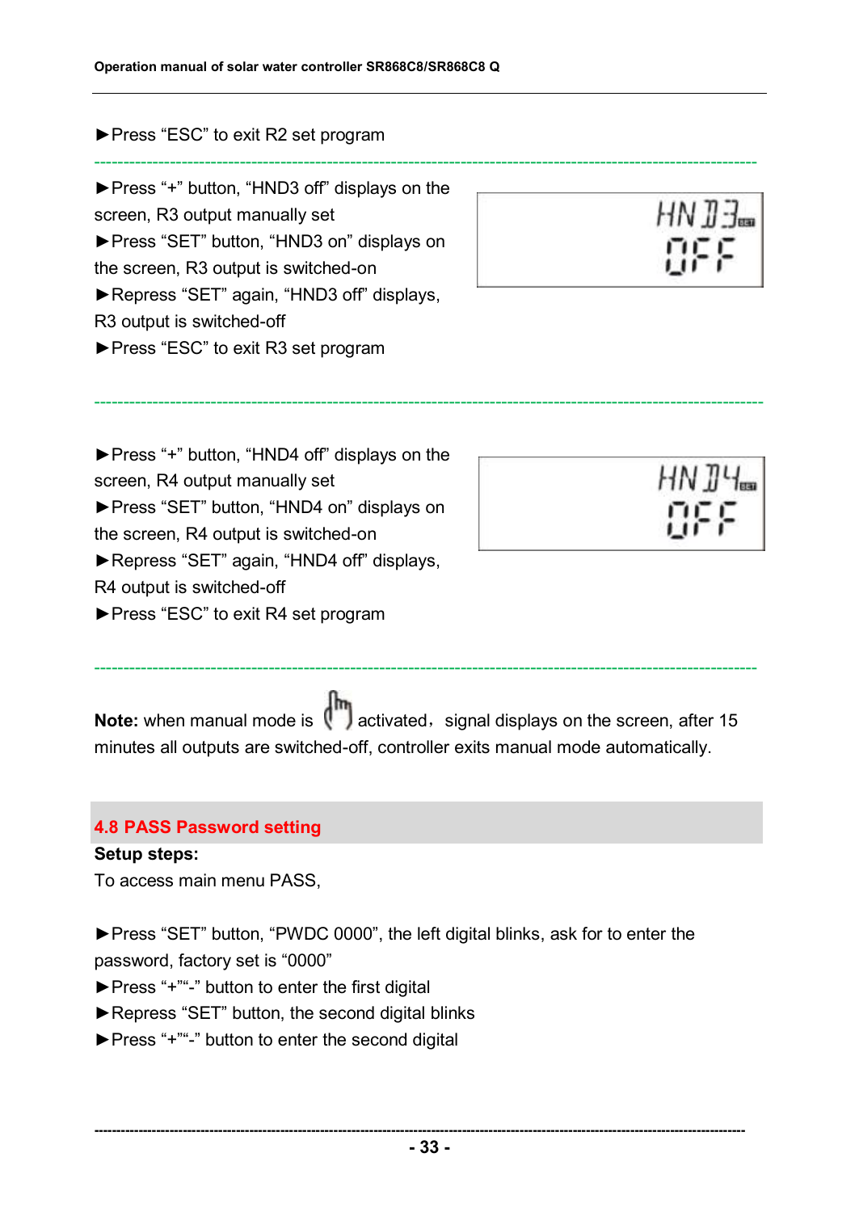►Press “ESC” to exit R2 set program

---

►Press “+” button, “HND3 off” displays on the screen, R3 output manually set
►Press “SET” button, “HND3 on” displays on the screen, R3 output is switched-on
►Repress “SET” again, “HND3 off” displays, R3 output is switched-off
►Press “ESC” to exit R3 set program

---

►Press “+” button, “HND4 off” displays on the screen, R4 output manually set
►Press “SET” button, “HND4 on” displays on the screen, R4 output is switched-on
►Repress “SET” again, “HND4 off” displays, R4 output is switched-off
►Press “ESC” to exit R4 set program

---

**Note:** when manual mode is activated，signal displays on the screen, after 15 minutes all outputs are switched-off, controller exits manual mode automatically.

## 4.8 PASS Password setting

**Setup steps:**

To access main menu PASS,

►Press “SET” button, “PWDC 0000”, the left digital blinks, ask for to enter the password, factory set is “0000”
►Press “+”“-” button to enter the first digital
►Repress “SET” button, the second digital blinks
►Press “+”“-” button to enter the second digital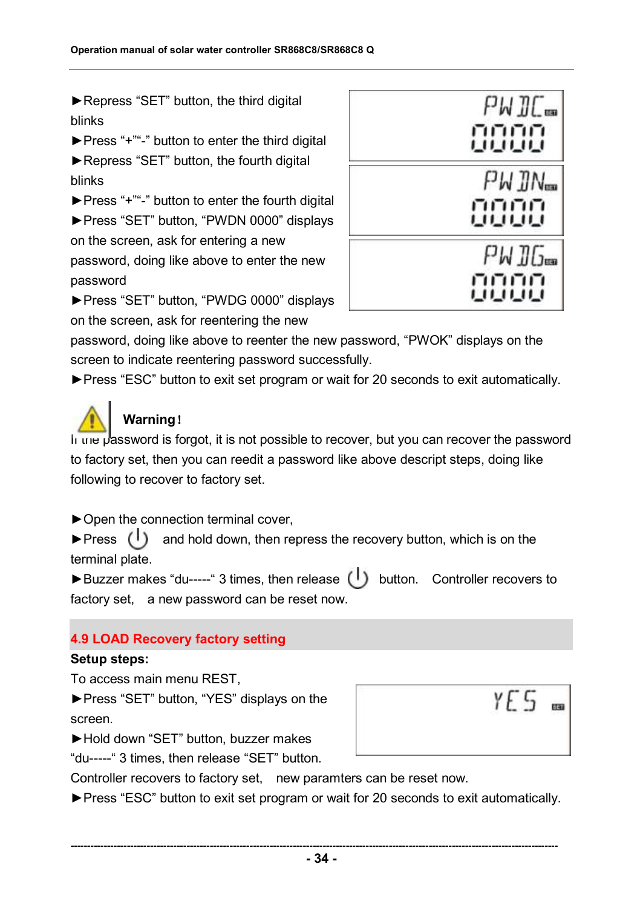►Repress “SET” button, the third digital blinks

►Press “+”“-” button to enter the third digital

►Repress “SET” button, the fourth digital blinks

►Press “+”“-” button to enter the fourth digital

►Press “SET” button, “PWDN 0000” displays on the screen, ask for entering a new password, doing like above to enter the new password

►Press “SET” button, “PWDG 0000” displays on the screen, ask for reentering the new password, doing like above to reenter the new password, “PWOK” displays on the screen to indicate reentering password successfully.

►Press “ESC” button to exit set program or wait for 20 seconds to exit automatically.

**Warning!**

If the password is forgot, it is not possible to recover, but you can recover the password to factory set, then you can reedit a password like above descript steps, doing like following to recover to factory set.

►Open the connection terminal cover,

►Press ⏻ and hold down, then repress the recovery button, which is on the terminal plate.

►Buzzer makes “du-----“ 3 times, then release ⏻ button. Controller recovers to factory set, a new password can be reset now.

## 4.9 LOAD Recovery factory setting

**Setup steps:**

To access main menu REST,

►Press “SET” button, “YES” displays on the screen.

►Hold down “SET” button, buzzer makes “du-----“ 3 times, then release “SET” button.

Controller recovers to factory set, new paramters can be reset now.

►Press “ESC” button to exit set program or wait for 20 seconds to exit automatically.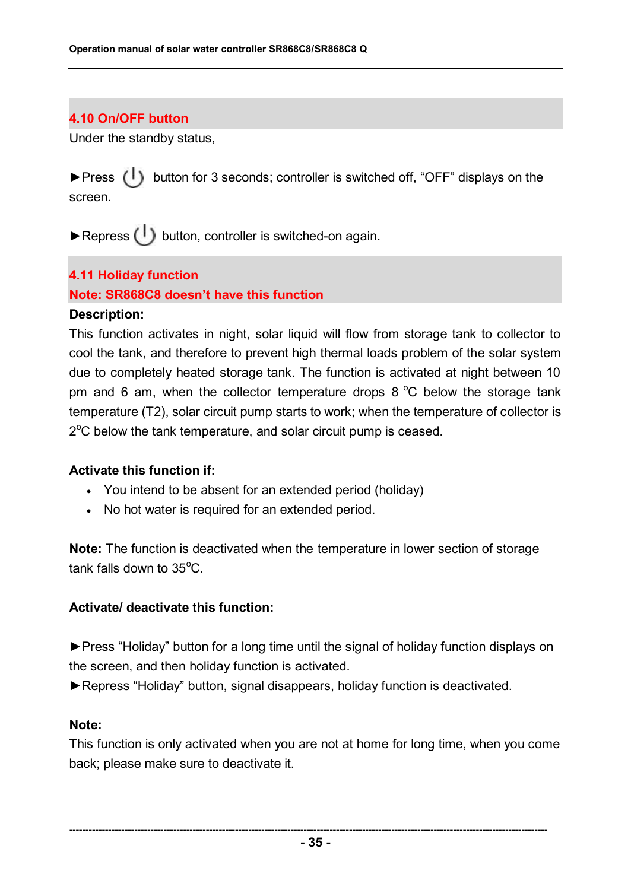## 4.10 On/OFF button

Under the standby status,

►Press ⏻ button for 3 seconds; controller is switched off, "OFF" displays on the screen.

►Repress ⏻ button, controller is switched-on again.

## 4.11 Holiday function

**Note: SR868C8 doesn't have this function**

**Description:**

This function activates in night, solar liquid will flow from storage tank to collector to cool the tank, and therefore to prevent high thermal loads problem of the solar system due to completely heated storage tank. The function is activated at night between 10 pm and 6 am, when the collector temperature drops 8 °C below the storage tank temperature (T2), solar circuit pump starts to work; when the temperature of collector is 2°C below the tank temperature, and solar circuit pump is ceased.

**Activate this function if:**

- You intend to be absent for an extended period (holiday)
- No hot water is required for an extended period.

**Note:** The function is deactivated when the temperature in lower section of storage tank falls down to 35°C.

**Activate/ deactivate this function:**

►Press "Holiday" button for a long time until the signal of holiday function displays on the screen, and then holiday function is activated.

►Repress "Holiday" button, signal disappears, holiday function is deactivated.

**Note:**

This function is only activated when you are not at home for long time, when you come back; please make sure to deactivate it.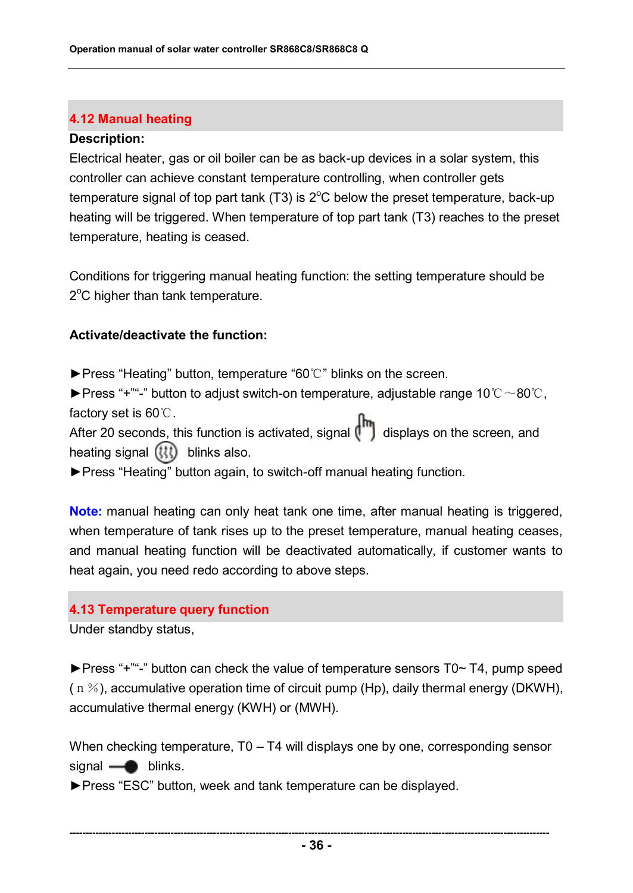## 4.12 Manual heating

**Description:**

Electrical heater, gas or oil boiler can be as back-up devices in a solar system, this controller can achieve constant temperature controlling, when controller gets temperature signal of top part tank (T3) is 2°C below the preset temperature, back-up heating will be triggered. When temperature of top part tank (T3) reaches to the preset temperature, heating is ceased.

Conditions for triggering manual heating function: the setting temperature should be 2°C higher than tank temperature.

**Activate/deactivate the function:**

►Press "Heating" button, temperature "60℃" blinks on the screen.

►Press "+""-" button to adjust switch-on temperature, adjustable range 10℃～80℃, factory set is 60℃.

After 20 seconds, this function is activated, signal displays on the screen, and heating signal blinks also.

►Press "Heating" button again, to switch-off manual heating function.

**Note:** manual heating can only heat tank one time, after manual heating is triggered, when temperature of tank rises up to the preset temperature, manual heating ceases, and manual heating function will be deactivated automatically, if customer wants to heat again, you need redo according to above steps.

## 4.13 Temperature query function

Under standby status,

►Press "+""-" button can check the value of temperature sensors T0~ T4, pump speed ( n %), accumulative operation time of circuit pump (Hp), daily thermal energy (DKWH), accumulative thermal energy (KWH) or (MWH).

When checking temperature, T0 – T4 will displays one by one, corresponding sensor signal blinks.

►Press "ESC" button, week and tank temperature can be displayed.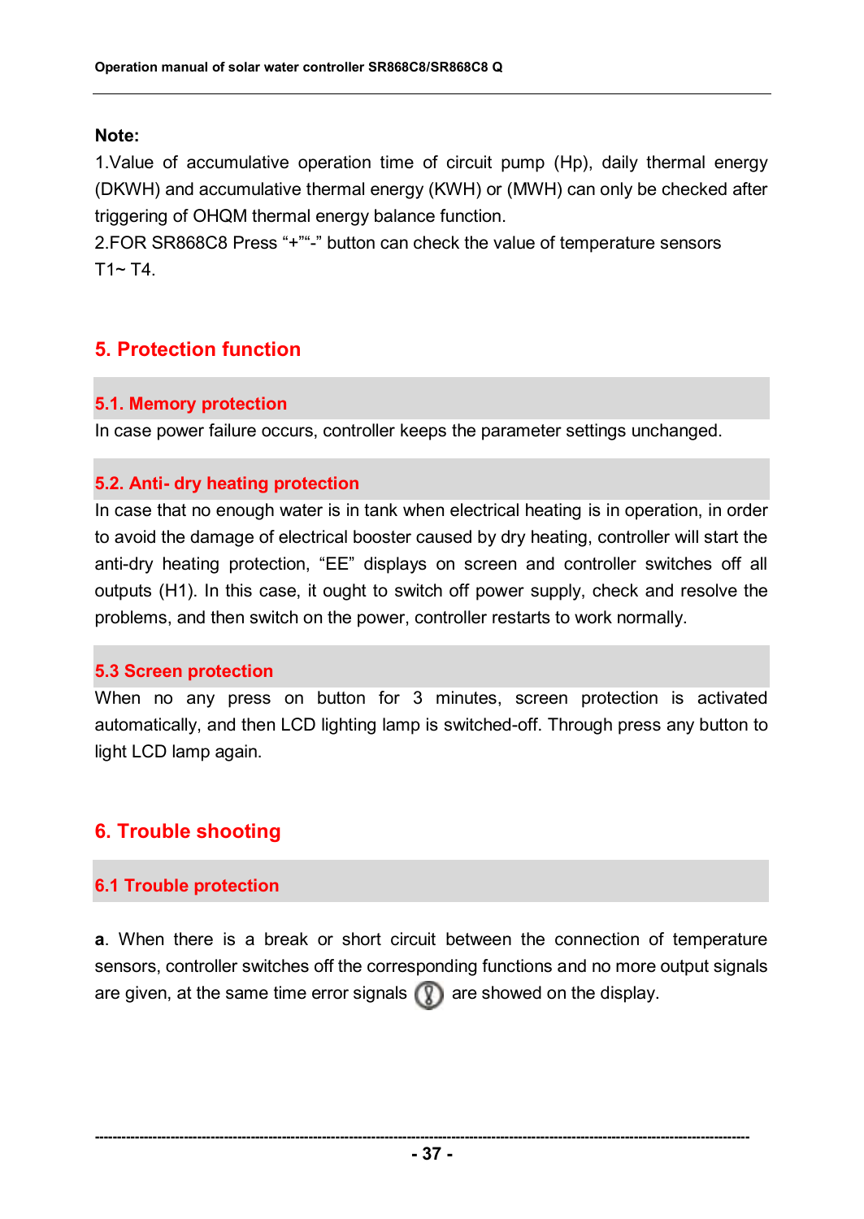**Note:**

1.Value of accumulative operation time of circuit pump (Hp), daily thermal energy (DKWH) and accumulative thermal energy (KWH) or (MWH) can only be checked after triggering of OHQM thermal energy balance function.

2.FOR SR868C8 Press "+""-" button can check the value of temperature sensors T1~ T4.

# 5. Protection function

## 5.1. Memory protection

In case power failure occurs, controller keeps the parameter settings unchanged.

## 5.2. Anti- dry heating protection

In case that no enough water is in tank when electrical heating is in operation, in order to avoid the damage of electrical booster caused by dry heating, controller will start the anti-dry heating protection, "EE" displays on screen and controller switches off all outputs (H1). In this case, it ought to switch off power supply, check and resolve the problems, and then switch on the power, controller restarts to work normally.

## 5.3 Screen protection

When no any press on button for 3 minutes, screen protection is activated automatically, and then LCD lighting lamp is switched-off. Through press any button to light LCD lamp again.

# 6. Trouble shooting

## 6.1 Trouble protection

**a**. When there is a break or short circuit between the connection of temperature sensors, controller switches off the corresponding functions and no more output signals are given, at the same time error signals are showed on the display.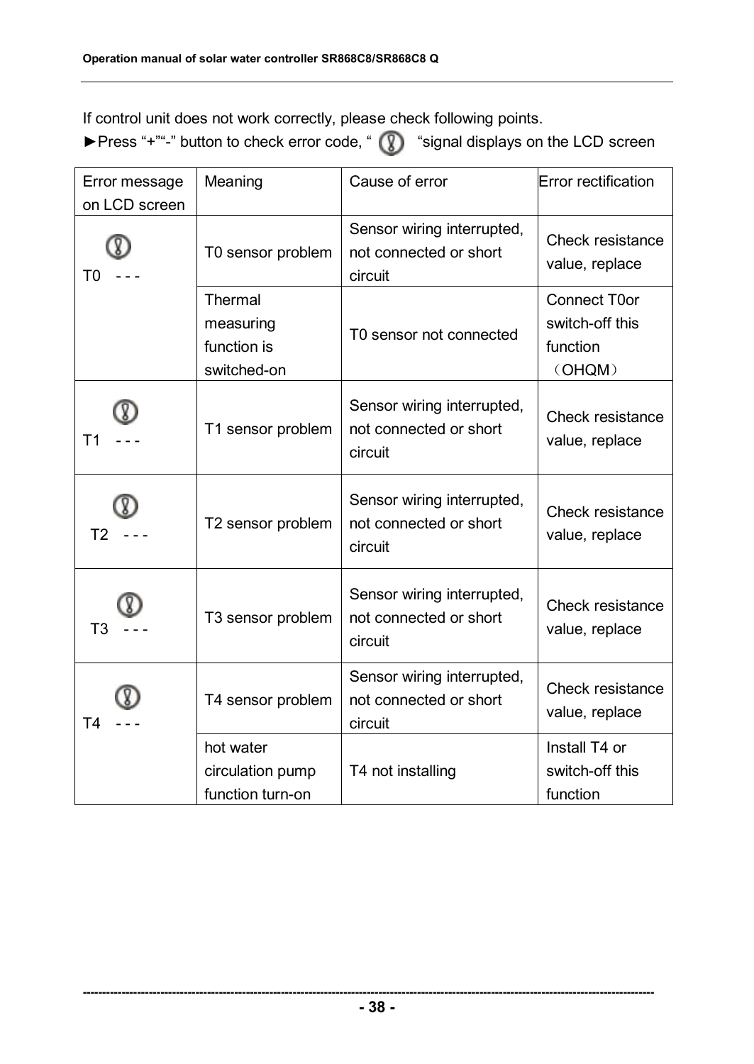If control unit does not work correctly, please check following points.

►Press “+”“-” button to check error code, “ “signal displays on the LCD screen

| Error message on LCD screen | Meaning | Cause of error | Error rectification |
|---|---|---|---|
| T0 - - - | T0 sensor problem | Sensor wiring interrupted, not connected or short circuit | Check resistance value, replace |
| | Thermal measuring function is switched-on | T0 sensor not connected | Connect T0or switch-off this function （OHQM） |
| T1 - - - | T1 sensor problem | Sensor wiring interrupted, not connected or short circuit | Check resistance value, replace |
| T2 - - - | T2 sensor problem | Sensor wiring interrupted, not connected or short circuit | Check resistance value, replace |
| T3 - - - | T3 sensor problem | Sensor wiring interrupted, not connected or short circuit | Check resistance value, replace |
| T4 - - - | T4 sensor problem | Sensor wiring interrupted, not connected or short circuit | Check resistance value, replace |
| | hot water circulation pump function turn-on | T4 not installing | Install T4 or switch-off this function |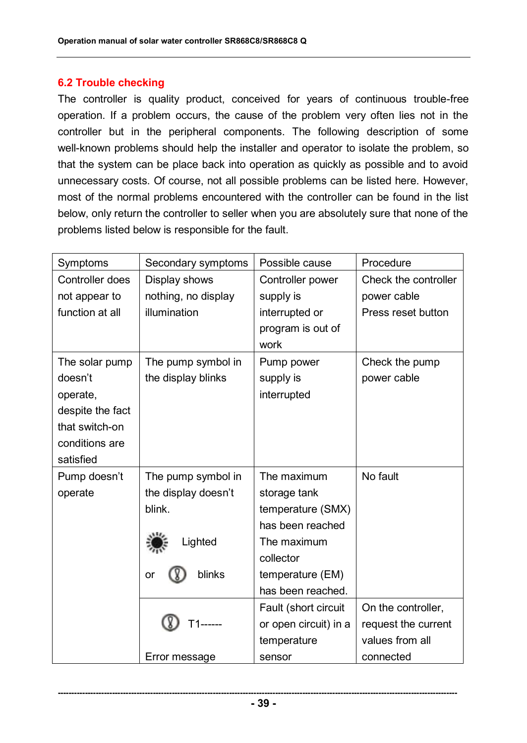## 6.2 Trouble checking

The controller is quality product, conceived for years of continuous trouble-free operation. If a problem occurs, the cause of the problem very often lies not in the controller but in the peripheral components. The following description of some well-known problems should help the installer and operator to isolate the problem, so that the system can be place back into operation as quickly as possible and to avoid unnecessary costs. Of course, not all possible problems can be listed here. However, most of the normal problems encountered with the controller can be found in the list below, only return the controller to seller when you are absolutely sure that none of the problems listed below is responsible for the fault.

| Symptoms | Secondary symptoms | Possible cause | Procedure |
|---|---|---|---|
| Controller does not appear to function at all | Display shows nothing, no display illumination | Controller power supply is interrupted or program is out of work | Check the controller power cable<br>Press reset button |
| The solar pump doesn't operate, despite the fact that switch-on conditions are satisfied | The pump symbol in the display blinks | Pump power supply is interrupted | Check the pump power cable |
| Pump doesn't operate | The pump symbol in the display doesn't blink.<br>Lighted<br>or blinks | The maximum storage tank temperature (SMX) has been reached<br>The maximum collector temperature (EM) has been reached. | No fault |
| | T1------<br>Error message | Fault (short circuit or open circuit) in a temperature sensor | On the controller, request the current values from all connected |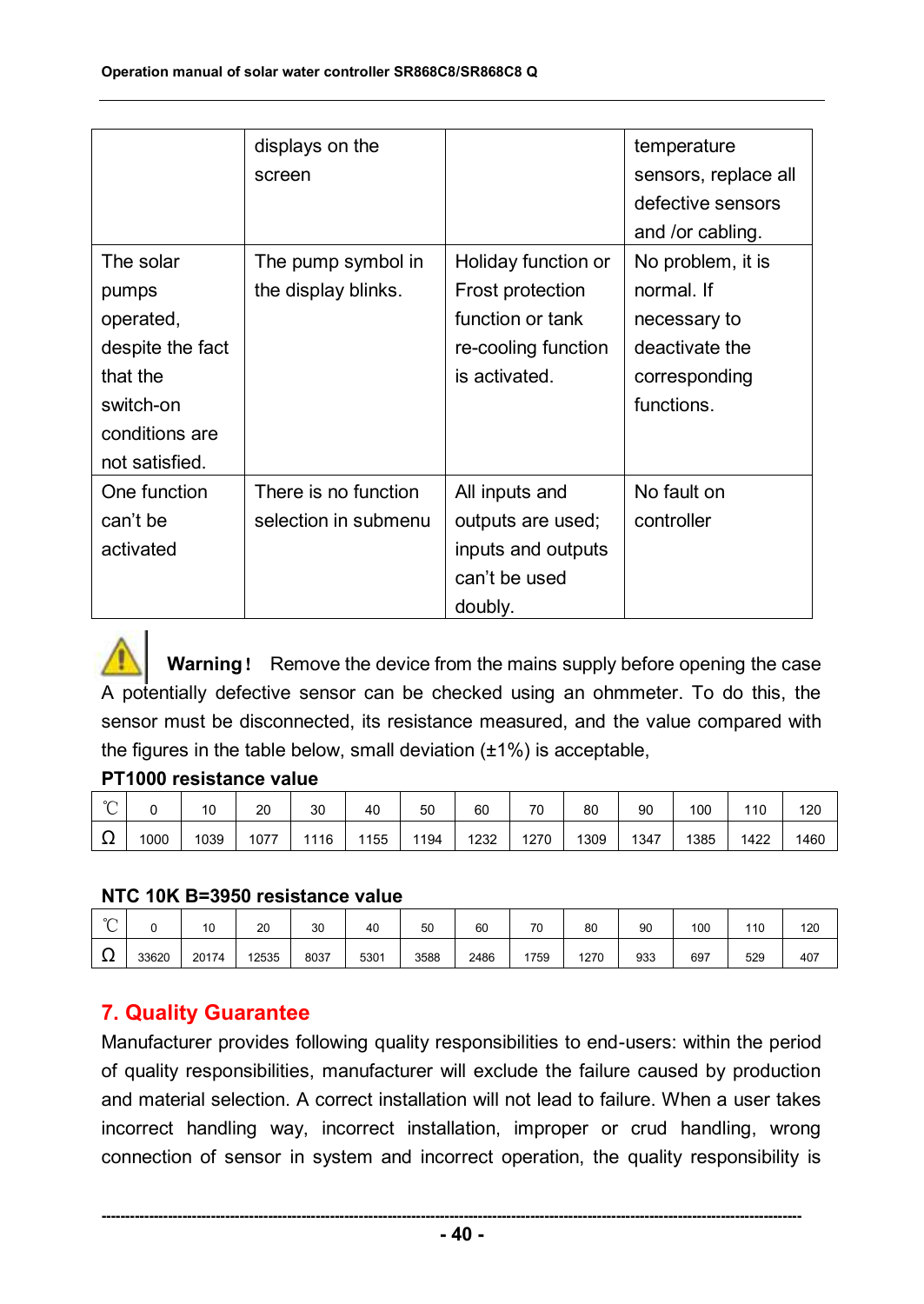|  | displays on the screen |  | temperature sensors, replace all defective sensors and /or cabling. |
|---|---|---|---|
| The solar pumps operated, despite the fact that the switch-on conditions are not satisfied. | The pump symbol in the display blinks. | Holiday function or Frost protection function or tank re-cooling function is activated. | No problem, it is normal. If necessary to deactivate the corresponding functions. |
| One function can't be activated | There is no function selection in submenu | All inputs and outputs are used; inputs and outputs can't be used doubly. | No fault on controller |

**Warning！** Remove the device from the mains supply before opening the case

A potentially defective sensor can be checked using an ohmmeter. To do this, the sensor must be disconnected, its resistance measured, and the value compared with the figures in the table below, small deviation (±1%) is acceptable,

**PT1000 resistance value**

| ℃ | 0 | 10 | 20 | 30 | 40 | 50 | 60 | 70 | 80 | 90 | 100 | 110 | 120 |
|---|---|---|---|---|---|---|---|---|---|---|---|---|---|
| Ω | 1000 | 1039 | 1077 | 1116 | 1155 | 1194 | 1232 | 1270 | 1309 | 1347 | 1385 | 1422 | 1460 |

**NTC 10K B=3950 resistance value**

| ℃ | 0 | 10 | 20 | 30 | 40 | 50 | 60 | 70 | 80 | 90 | 100 | 110 | 120 |
|---|---|---|---|---|---|---|---|---|---|---|---|---|---|
| Ω | 33620 | 20174 | 12535 | 8037 | 5301 | 3588 | 2486 | 1759 | 1270 | 933 | 697 | 529 | 407 |

## 7. Quality Guarantee

Manufacturer provides following quality responsibilities to end-users: within the period of quality responsibilities, manufacturer will exclude the failure caused by production and material selection. A correct installation will not lead to failure. When a user takes incorrect handling way, incorrect installation, improper or crud handling, wrong connection of sensor in system and incorrect operation, the quality responsibility is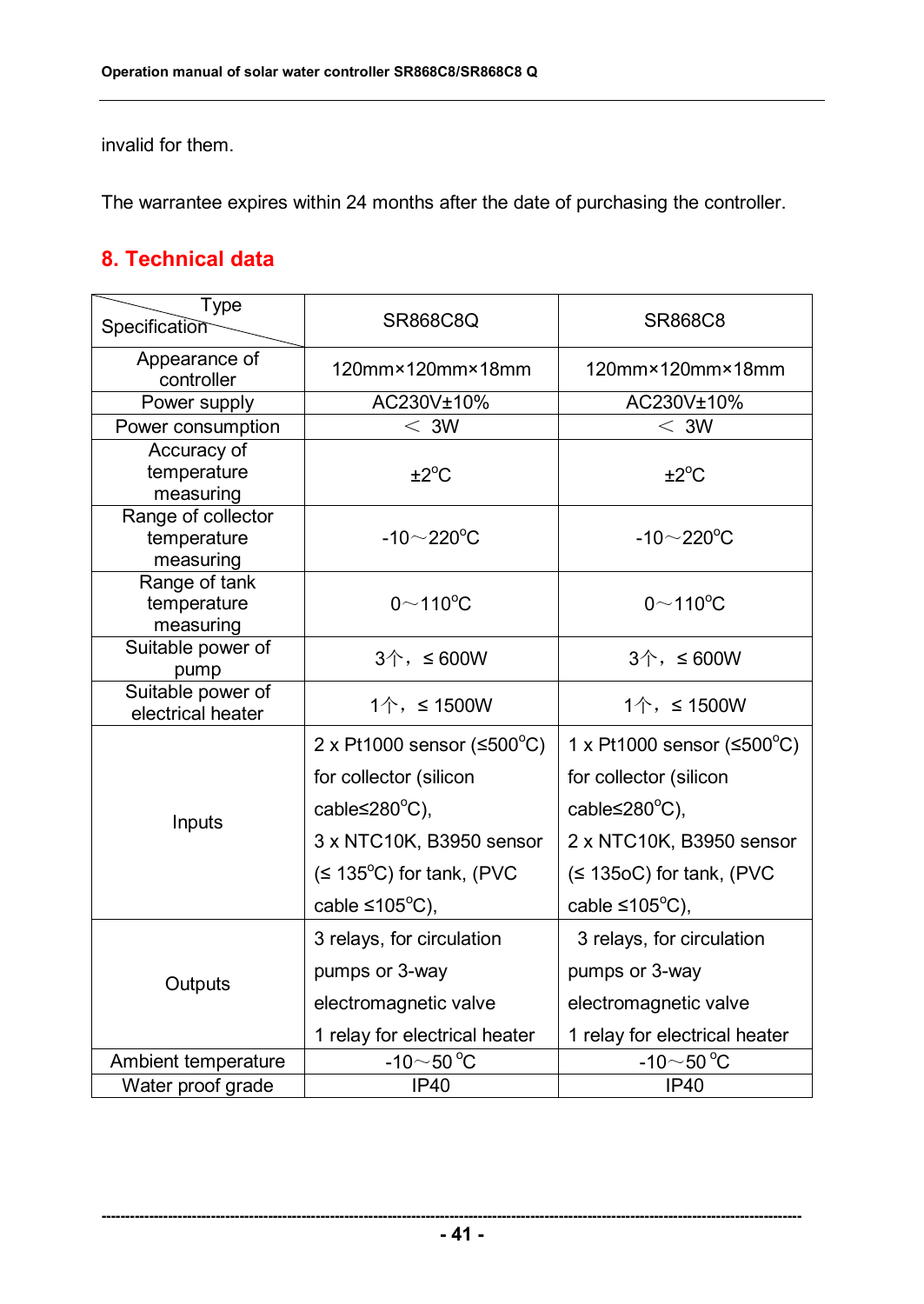invalid for them.

The warrantee expires within 24 months after the date of purchasing the controller.

## 8. Technical data

| Type / Specification | SR868C8Q | SR868C8 |
|---|---|---|
| Appearance of controller | 120mm×120mm×18mm | 120mm×120mm×18mm |
| Power supply | AC230V±10% | AC230V±10% |
| Power consumption | ＜ 3W | ＜ 3W |
| Accuracy of temperature measuring | ±2°C | ±2°C |
| Range of collector temperature measuring | -10～220°C | -10～220°C |
| Range of tank temperature measuring | 0～110°C | 0～110°C |
| Suitable power of pump | 3个，≤ 600W | 3个，≤ 600W |
| Suitable power of electrical heater | 1个，≤ 1500W | 1个，≤ 1500W |
| Inputs | 2 x Pt1000 sensor (≤500°C) for collector (silicon cable≤280°C), 3 x NTC10K, B3950 sensor (≤ 135°C) for tank, (PVC cable ≤105°C), | 1 x Pt1000 sensor (≤500°C) for collector (silicon cable≤280°C), 2 x NTC10K, B3950 sensor (≤ 135oC) for tank, (PVC cable ≤105°C), |
| Outputs | 3 relays, for circulation pumps or 3-way electromagnetic valve<br>1 relay for electrical heater | 3 relays, for circulation pumps or 3-way electromagnetic valve<br>1 relay for electrical heater |
| Ambient temperature | -10～50 °C | -10～50 °C |
| Water proof grade | IP40 | IP40 |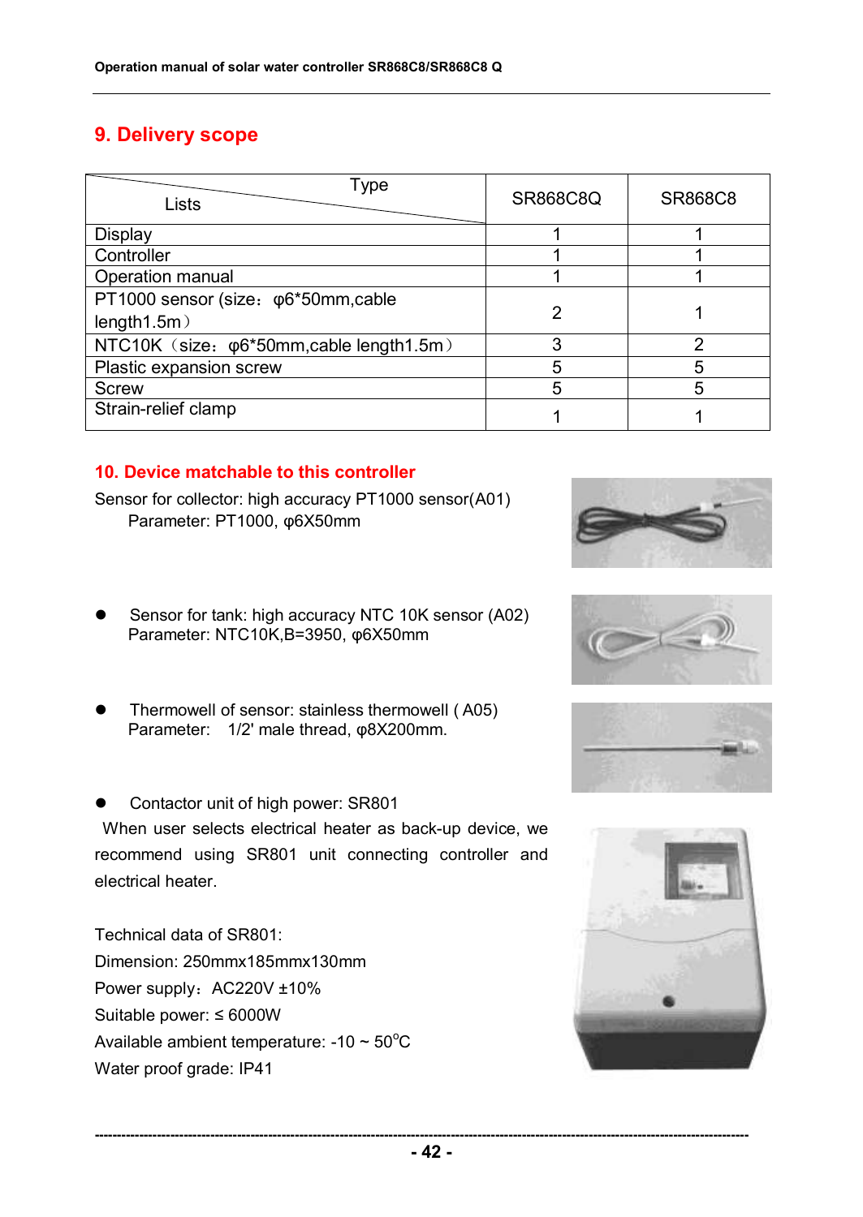# 9. Delivery scope

| Lists \ Type | SR868C8Q | SR868C8 |
|---|---|---|
| Display | 1 | 1 |
| Controller | 1 | 1 |
| Operation manual | 1 | 1 |
| PT1000 sensor (size：φ6*50mm,cable length1.5m） | 2 | 1 |
| NTC10K（size：φ6*50mm,cable length1.5m） | 3 | 2 |
| Plastic expansion screw | 5 | 5 |
| Screw | 5 | 5 |
| Strain-relief clamp | 1 | 1 |

## 10. Device matchable to this controller

Sensor for collector: high accuracy PT1000 sensor(A01)
Parameter: PT1000, φ6X50mm

- Sensor for tank: high accuracy NTC 10K sensor (A02)
  Parameter: NTC10K,B=3950, φ6X50mm

- Thermowell of sensor: stainless thermowell ( A05)
  Parameter: 1/2' male thread, φ8X200mm.

- Contactor unit of high power: SR801

When user selects electrical heater as back-up device, we recommend using SR801 unit connecting controller and electrical heater.

Technical data of SR801:

Dimension: 250mmx185mmx130mm

Power supply：AC220V ±10%

Suitable power: ≤ 6000W

Available ambient temperature: -10 ~ 50°C

Water proof grade: IP41